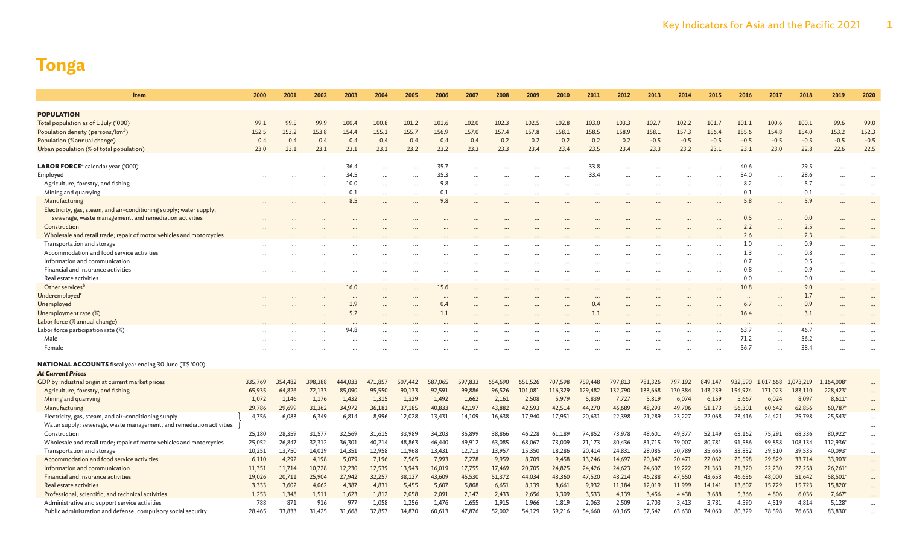# Tonga

| Item | 2000 | 2001 | 2002 | 2003 | 2004 | 2005 | 2006 | 2007 | 2008 | 2009 | 2010 | 2011 | 2012 | 2013 | 2014 | 2015 | 2016 | 2017 | 2018 | 2019 | 2020 |
|---|---|---|---|---|---|---|---|---|---|---|---|---|---|---|---|---|---|---|---|---|---|
| **POPULATION** | | | | | | | | | | | | | | | | | | | | | |
| Total population as of 1 July ('000) | 99.1 | 99.5 | 99.9 | 100.4 | 100.8 | 101.2 | 101.6 | 102.0 | 102.3 | 102.5 | 102.8 | 103.0 | 103.3 | 102.7 | 102.2 | 101.7 | 101.1 | 100.6 | 100.1 | 99.6 | 99.0 |
| Population density (persons/km$^2$) | 152.5 | 153.2 | 153.8 | 154.4 | 155.1 | 155.7 | 156.9 | 157.0 | 157.4 | 157.8 | 158.1 | 158.5 | 158.9 | 158.1 | 157.3 | 156.4 | 155.6 | 154.8 | 154.0 | 153.2 | 152.3 |
| Population (% annual change) | 0.4 | 0.4 | 0.4 | 0.4 | 0.4 | 0.4 | 0.4 | 0.4 | 0.2 | 0.2 | 0.2 | 0.2 | 0.2 | -0.5 | -0.5 | -0.5 | -0.5 | -0.5 | -0.5 | -0.5 | -0.5 |
| Urban population (% of total population) | 23.0 | 23.1 | 23.1 | 23.1 | 23.1 | 23.2 | 23.2 | 23.3 | 23.3 | 23.4 | 23.4 | 23.5 | 23.4 | 23.3 | 23.2 | 23.1 | 23.1 | 23.0 | 22.8 | 22.6 | 22.5 |
| **LABOR FORCE**[a] calendar year ('000) | ... | ... | ... | 36.4 | ... | ... | 35.7 | ... | ... | ... | ... | 33.8 | ... | ... | ... | ... | 40.6 | ... | 29.5 | ... | ... |
| Employed | ... | ... | ... | 34.5 | ... | ... | 35.3 | ... | ... | ... | ... | 33.4 | ... | ... | ... | ... | 34.0 | ... | 28.6 | ... | ... |
| Agriculture, forestry, and fishing | ... | ... | ... | 10.0 | ... | ... | 9.8 | ... | ... | ... | ... | ... | ... | ... | ... | ... | 8.2 | ... | 5.7 | ... | ... |
| Mining and quarrying | ... | ... | ... | 0.1 | ... | ... | 0.1 | ... | ... | ... | ... | ... | ... | ... | ... | ... | 0.1 | ... | 0.1 | ... | ... |
| Manufacturing | ... | ... | ... | 8.5 | ... | ... | 9.8 | ... | ... | ... | ... | ... | ... | ... | ... | ... | 5.8 | ... | 5.9 | ... | ... |
| Electricity, gas, steam, and air-conditioning supply; water supply; sewerage, waste management, and remediation activities | ... | ... | ... | ... | ... | ... | ... | ... | ... | ... | ... | ... | ... | ... | ... | ... | 0.5 | ... | 0.0 | ... | ... |
| Construction | ... | ... | ... | ... | ... | ... | ... | ... | ... | ... | ... | ... | ... | ... | ... | ... | 2.2 | ... | 2.5 | ... | ... |
| Wholesale and retail trade; repair of motor vehicles and motorcycles | ... | ... | ... | ... | ... | ... | ... | ... | ... | ... | ... | ... | ... | ... | ... | ... | 2.6 | ... | 2.3 | ... | ... |
| Transportation and storage | ... | ... | ... | ... | ... | ... | ... | ... | ... | ... | ... | ... | ... | ... | ... | ... | 1.0 | ... | 0.9 | ... | ... |
| Accommodation and food service activities | ... | ... | ... | ... | ... | ... | ... | ... | ... | ... | ... | ... | ... | ... | ... | ... | 1.3 | ... | 0.8 | ... | ... |
| Information and communication | ... | ... | ... | ... | ... | ... | ... | ... | ... | ... | ... | ... | ... | ... | ... | ... | 0.7 | ... | 0.5 | ... | ... |
| Financial and insurance activities | ... | ... | ... | ... | ... | ... | ... | ... | ... | ... | ... | ... | ... | ... | ... | ... | 0.8 | ... | 0.9 | ... | ... |
| Real estate activities | ... | ... | ... | ... | ... | ... | ... | ... | ... | ... | ... | ... | ... | ... | ... | ... | 0.0 | ... | 0.0 | ... | ... |
| Other services[b] | ... | ... | ... | 16.0 | ... | ... | 15.6 | ... | ... | ... | ... | ... | ... | ... | ... | ... | 10.8 | ... | 9.0 | ... | ... |
| Underemployed[c] | ... | ... | ... | ... | ... | ... | ... | ... | ... | ... | ... | ... | ... | ... | ... | ... | ... | ... | 1.7 | ... | ... |
| Unemployed | ... | ... | ... | 1.9 | ... | ... | 0.4 | ... | ... | ... | ... | 0.4 | ... | ... | ... | ... | 6.7 | ... | 0.9 | ... | ... |
| Unemployment rate (%) | ... | ... | ... | 5.2 | ... | ... | 1.1 | ... | ... | ... | ... | 1.1 | ... | ... | ... | ... | 16.4 | ... | 3.1 | ... | ... |
| Labor force (% annual change) | ... | ... | ... | ... | ... | ... | ... | ... | ... | ... | ... | ... | ... | ... | ... | ... | ... | ... | ... | ... | ... |
| Labor force participation rate (%) | ... | ... | ... | 94.8 | ... | ... | ... | ... | ... | ... | ... | ... | ... | ... | ... | ... | 63.7 | ... | 46.7 | ... | ... |
| Male | ... | ... | ... | ... | ... | ... | ... | ... | ... | ... | ... | ... | ... | ... | ... | ... | 71.2 | ... | 56.2 | ... | ... |
| Female | ... | ... | ... | ... | ... | ... | ... | ... | ... | ... | ... | ... | ... | ... | ... | ... | 56.7 | ... | 38.4 | ... | ... |
| **NATIONAL ACCOUNTS** fiscal year ending 30 June (T$ '000) | | | | | | | | | | | | | | | | | | | | | |
| ***At Current Prices*** | | | | | | | | | | | | | | | | | | | | | |
| GDP by industrial origin at current market prices | 335,769 | 354,482 | 398,388 | 444,033 | 471,857 | 507,442 | 587,065 | 597,833 | 654,690 | 651,526 | 707,598 | 759,448 | 797,813 | 781,326 | 797,192 | 849,147 | 932,590 | 1,017,668 | 1,073,219 | 1,164,008* | ... |
| Agriculture, forestry, and fishing | 65,935 | 64,826 | 72,133 | 85,090 | 95,550 | 90,133 | 92,591 | 99,886 | 96,526 | 101,081 | 116,329 | 129,482 | 132,790 | 133,668 | 130,384 | 143,239 | 154,974 | 171,023 | 183,110 | 228,423* | ... |
| Mining and quarrying | 1,072 | 1,146 | 1,176 | 1,432 | 1,315 | 1,329 | 1,492 | 1,662 | 2,161 | 2,508 | 5,979 | 5,839 | 7,727 | 5,819 | 6,074 | 6,159 | 5,667 | 6,024 | 8,097 | 8,611* | ... |
| Manufacturing | 29,786 | 29,699 | 31,362 | 34,972 | 36,181 | 37,185 | 40,833 | 42,197 | 43,882 | 42,593 | 42,514 | 44,270 | 46,689 | 48,293 | 49,706 | 51,173 | 56,301 | 60,642 | 62,856 | 60,787* | ... |
| Electricity, gas, steam, and air-conditioning supply<br>Water supply; sewerage, waste management, and remediation activities | 4,756 | 6,083 | 6,349 | 6,814 | 8,996 | 12,028 | 13,431 | 14,109 | 16,638 | 17,940 | 17,951 | 20,631 | 22,398 | 21,289 | 23,227 | 22,068 | 23,416 | 24,421 | 25,798 | 25,543* | ... |
| Construction | 25,180 | 28,359 | 31,577 | 32,569 | 31,615 | 33,989 | 34,203 | 35,899 | 38,866 | 46,228 | 61,189 | 74,852 | 73,978 | 48,601 | 49,377 | 52,149 | 63,162 | 75,291 | 68,336 | 80,922* | ... |
| Wholesale and retail trade; repair of motor vehicles and motorcycles | 25,052 | 26,847 | 32,312 | 36,301 | 40,214 | 48,863 | 46,440 | 49,912 | 63,085 | 68,067 | 73,009 | 71,173 | 80,436 | 81,715 | 79,007 | 80,781 | 91,586 | 99,858 | 108,134 | 112,936* | ... |
| Transportation and storage | 10,251 | 13,750 | 14,019 | 14,351 | 12,958 | 11,968 | 13,431 | 12,713 | 13,957 | 15,350 | 18,286 | 20,414 | 24,831 | 28,085 | 30,789 | 35,665 | 33,832 | 39,510 | 39,535 | 40,093* | ... |
| Accommodation and food service activities | 6,110 | 4,292 | 4,198 | 5,079 | 7,196 | 7,565 | 7,993 | 7,278 | 9,959 | 8,709 | 9,458 | 13,246 | 14,697 | 20,847 | 20,471 | 22,062 | 25,598 | 29,829 | 33,714 | 33,903* | ... |
| Information and communication | 11,351 | 11,714 | 10,728 | 12,230 | 12,539 | 13,943 | 16,019 | 17,755 | 17,469 | 20,705 | 24,825 | 24,426 | 24,623 | 24,607 | 19,222 | 21,363 | 21,320 | 22,230 | 22,258 | 26,261* | ... |
| Financial and insurance activities | 19,026 | 20,711 | 25,904 | 27,942 | 32,257 | 38,127 | 43,609 | 45,530 | 51,372 | 44,034 | 43,360 | 47,520 | 48,214 | 46,288 | 47,550 | 43,653 | 46,636 | 48,000 | 51,642 | 58,501* | ... |
| Real estate activities | 3,333 | 3,602 | 4,062 | 4,387 | 4,831 | 5,455 | 5,607 | 5,808 | 6,651 | 8,139 | 8,661 | 9,932 | 11,184 | 12,019 | 11,999 | 14,141 | 13,607 | 15,729 | 15,723 | 15,820* | ... |
| Professional, scientific, and technical activities | 1,253 | 1,348 | 1,511 | 1,623 | 1,812 | 2,058 | 2,091 | 2,147 | 2,433 | 2,656 | 3,309 | 3,533 | 4,139 | 3,456 | 4,438 | 3,688 | 5,366 | 4,806 | 6,036 | 7,667* | ... |
| Administrative and support service activities | 788 | 871 | 916 | 977 | 1,058 | 1,256 | 1,476 | 1,655 | 1,915 | 1,966 | 1,819 | 2,063 | 2,509 | 2,703 | 3,413 | 3,781 | 4,590 | 4,519 | 4,814 | 5,128* | ... |
| Public administration and defense; compulsory social security | 28,465 | 33,833 | 31,425 | 31,668 | 32,857 | 34,870 | 60,613 | 47,876 | 52,002 | 54,129 | 59,216 | 54,660 | 60,165 | 57,542 | 63,630 | 74,060 | 80,329 | 78,598 | 76,658 | 83,830* | ... |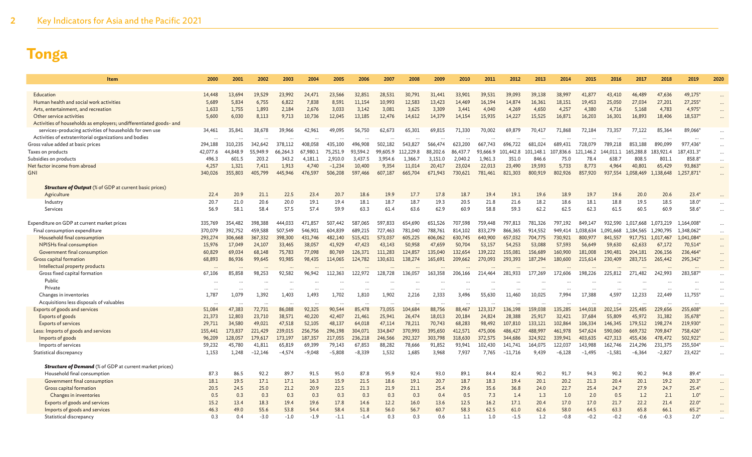# Tonga

| Item | 2000 | 2001 | 2002 | 2003 | 2004 | 2005 | 2006 | 2007 | 2008 | 2009 | 2010 | 2011 | 2012 | 2013 | 2014 | 2015 | 2016 | 2017 | 2018 | 2019 | 2020 |
|---|---|---|---|---|---|---|---|---|---|---|---|---|---|---|---|---|---|---|---|---|---|
| Education | 14,448 | 13,694 | 19,529 | 23,992 | 24,471 | 23,566 | 32,851 | 28,531 | 30,791 | 31,441 | 33,901 | 39,531 | 39,093 | 39,138 | 38,997 | 41,877 | 43,410 | 46,489 | 47,636 | 49,175* | ... |
| Human health and social work activities | 5,689 | 5,834 | 6,755 | 6,822 | 7,838 | 8,591 | 11,154 | 10,993 | 12,583 | 13,423 | 14,469 | 16,194 | 14,874 | 16,361 | 18,151 | 19,453 | 25,050 | 27,034 | 27,201 | 27,255* | ... |
| Arts, entertainment, and recreation | 1,633 | 1,755 | 1,893 | 2,184 | 2,676 | 3,033 | 3,142 | 3,081 | 3,625 | 3,309 | 3,441 | 4,040 | 4,269 | 4,650 | 4,257 | 4,380 | 4,716 | 5,168 | 4,783 | 4,975* | ... |
| Other service activities | 5,600 | 6,030 | 8,113 | 9,713 | 10,736 | 12,045 | 13,185 | 12,476 | 14,612 | 14,379 | 14,154 | 15,935 | 14,227 | 15,525 | 16,871 | 16,203 | 16,301 | 16,893 | 18,406 | 18,537* | ... |
| Activities of households as employers; undifferentiated goods- and services-producing activities of households for own use | 34,461 | 35,841 | 38,678 | 39,966 | 42,961 | 49,095 | 56,750 | 62,673 | 65,301 | 69,815 | 71,330 | 70,002 | 69,879 | 70,417 | 71,868 | 72,184 | 73,357 | 77,122 | 85,364 | 89,066* | ... |
| Activities of extraterritorial organizations and bodies | ... | ... | ... | ... | ... | ... | ... | ... | ... | ... | ... | ... | ... | ... | ... | ... | ... | ... | ... | ... | ... |
| Gross value added at basic prices | 294,188 | 310,235 | 342,642 | 378,112 | 408,058 | 435,100 | 496,908 | 502,182 | 543,827 | 566,474 | 623,200 | 667,743 | 696,722 | 681,024 | 689,431 | 728,079 | 789,218 | 853,188 | 890,099 | 977,436* | ... |
| Taxes on products | 42,077.6 | 44,848.9 | 55,949.9 | 66,264.3 | 67,980.1 | 75,251.9 | 93,594.2 | 99,605.9 | 112,229.8 | 88,202.6 | 86,437.7 | 93,666.9 | 101,442.8 | 101,148.1 | 107,836.6 | 121,146.2 | 144,011.1 | 165,288.8 | 183,921.4 | 187,431.3* | ... |
| Subsidies on products | 496.3 | 601.5 | 203.2 | 343.2 | 4,181.1 | 2,910.0 | 3,437.5 | 3,954.6 | 1,366.7 | 3,151.0 | 2,040.2 | 1,961.3 | 351.0 | 846.6 | 75.0 | 78.4 | 638.7 | 808.5 | 801.1 | 858.8* | ... |
| Net factor income from abroad | 4,257 | 1,321 | 7,411 | 1,913 | 4,740 | −1,234 | 10,400 | 9,354 | 11,014 | 20,417 | 23,024 | 22,013 | 23,490 | 19,593 | 5,733 | 8,773 | 4,964 | 40,801 | 65,429 | 93,863* | ... |
| GNI | 340,026 | 355,803 | 405,799 | 445,946 | 476,597 | 506,208 | 597,466 | 607,187 | 665,704 | 671,943 | 730,621 | 781,461 | 821,303 | 800,919 | 802,926 | 857,920 | 937,554 | 1,058,469 | 1,138,648 | 1,257,871* | ... |
| ***Structure of Output*** (% of GDP at current basic prices) | | | | | | | | | | | | | | | | | | | | | |
| Agriculture | 22.4 | 20.9 | 21.1 | 22.5 | 23.4 | 20.7 | 18.6 | 19.9 | 17.7 | 17.8 | 18.7 | 19.4 | 19.1 | 19.6 | 18.9 | 19.7 | 19.6 | 20.0 | 20.6 | 23.4* | ... |
| Industry | 20.7 | 21.0 | 20.6 | 20.0 | 19.1 | 19.4 | 18.1 | 18.7 | 18.7 | 19.3 | 20.5 | 21.8 | 21.6 | 18.2 | 18.6 | 18.1 | 18.8 | 19.5 | 18.5 | 18.0* | ... |
| Services | 56.9 | 58.1 | 58.4 | 57.5 | 57.4 | 59.9 | 63.3 | 61.4 | 63.6 | 62.9 | 60.9 | 58.8 | 59.3 | 62.2 | 62.5 | 62.3 | 61.5 | 60.5 | 60.9 | 58.6* | ... |
| Expenditure on GDP at current market prices | 335,769 | 354,482 | 398,388 | 444,033 | 471,857 | 507,442 | 587,065 | 597,833 | 654,690 | 651,526 | 707,598 | 759,448 | 797,813 | 781,326 | 797,192 | 849,147 | 932,590 | 1,017,668 | 1,073,219 | 1,164,008* | ... |
| Final consumption expenditure | 370,079 | 392,752 | 459,588 | 507,549 | 546,901 | 604,839 | 689,215 | 727,463 | 781,040 | 788,761 | 814,102 | 833,279 | 866,365 | 914,552 | 949,414 | 1,038,634 | 1,091,668 | 1,184,565 | 1,290,795 | 1,348,062* | ... |
| Household final consumption | 293,274 | 306,668 | 367,332 | 398,300 | 431,746 | 482,140 | 515,421 | 573,037 | 605,225 | 606,062 | 630,745 | 640,900 | 657,032 | 704,775 | 730,921 | 800,977 | 841,557 | 917,751 | 1,017,467 | 1,041,084* | ... |
| NPISHs final consumption | 15,976 | 17,049 | 24,107 | 33,465 | 38,057 | 41,929 | 47,423 | 43,143 | 50,958 | 47,659 | 50,704 | 53,157 | 54,253 | 53,088 | 57,593 | 56,649 | 59,630 | 62,633 | 67,172 | 70,514* | ... |
| Government final consumption | 60,829 | 69,034 | 68,148 | 75,783 | 77,098 | 80,769 | 126,371 | 111,283 | 124,857 | 135,040 | 132,654 | 139,222 | 155,081 | 156,689 | 160,900 | 181,008 | 190,481 | 204,181 | 206,156 | 236,464* | ... |
| Gross capital formation | 68,893 | 86,936 | 99,645 | 93,985 | 98,435 | 114,065 | 124,782 | 130,631 | 138,274 | 165,691 | 209,662 | 270,093 | 293,393 | 187,294 | 180,600 | 215,614 | 230,409 | 283,715 | 265,442 | 295,342* | ... |
| Intellectual property products | ... | ... | ... | ... | ... | ... | ... | ... | ... | ... | ... | ... | ... | ... | ... | ... | ... | ... | ... | ... | ... |
| Gross fixed capital formation | 67,106 | 85,858 | 98,253 | 92,582 | 96,942 | 112,363 | 122,972 | 128,728 | 136,057 | 163,358 | 206,166 | 214,464 | 281,933 | 177,269 | 172,606 | 198,226 | 225,812 | 271,482 | 242,993 | 283,587* | ... |
| Public | ... | ... | ... | ... | ... | ... | ... | ... | ... | ... | ... | ... | ... | ... | ... | ... | ... | ... | ... | ... | ... |
| Private | ... | ... | ... | ... | ... | ... | ... | ... | ... | ... | ... | ... | ... | ... | ... | ... | ... | ... | ... | ... | ... |
| Changes in inventories | 1,787 | 1,079 | 1,392 | 1,403 | 1,493 | 1,702 | 1,810 | 1,902 | 2,216 | 2,333 | 3,496 | 55,630 | 11,460 | 10,025 | 7,994 | 17,388 | 4,597 | 12,233 | 22,449 | 11,755* | ... |
| Acquisitions less disposals of valuables | ... | ... | ... | ... | ... | ... | ... | ... | ... | ... | ... | ... | ... | ... | ... | ... | ... | ... | ... | ... | ... |
| Exports of goods and services | 51,084 | 47,383 | 72,731 | 86,088 | 92,325 | 90,544 | 85,478 | 73,055 | 104,684 | 88,756 | 88,467 | 123,317 | 136,198 | 159,038 | 135,285 | 144,018 | 202,154 | 225,485 | 229,656 | 255,608* | ... |
| Exports of goods | 21,373 | 12,803 | 23,710 | 38,571 | 40,220 | 42,407 | 21,461 | 25,941 | 26,474 | 18,013 | 20,184 | 24,824 | 28,388 | 25,917 | 32,421 | 37,684 | 55,809 | 45,972 | 31,382 | 35,678* | ... |
| Exports of services | 29,711 | 34,580 | 49,021 | 47,518 | 52,105 | 48,137 | 64,018 | 47,114 | 78,211 | 70,743 | 68,283 | 98,492 | 107,810 | 133,121 | 102,864 | 106,334 | 146,345 | 179,512 | 198,274 | 219,930* | ... |
| Less: Imports of goods and services | 155,441 | 173,837 | 221,429 | 239,015 | 256,756 | 296,198 | 304,071 | 334,847 | 370,993 | 395,650 | 412,571 | 475,006 | 486,427 | 488,997 | 461,978 | 547,624 | 590,060 | 669,732 | 709,847 | 758,426* | ... |
| Imports of goods | 96,209 | 128,057 | 179,617 | 173,197 | 187,357 | 217,055 | 236,218 | 246,566 | 292,327 | 303,798 | 318,630 | 372,575 | 344,686 | 324,922 | 339,941 | 403,635 | 427,313 | 455,436 | 478,472 | 502,922* | ... |
| Imports of services | 59,232 | 45,780 | 41,811 | 65,819 | 69,399 | 79,143 | 67,853 | 88,282 | 78,666 | 91,852 | 93,941 | 102,430 | 141,741 | 164,075 | 122,037 | 143,988 | 162,746 | 214,296 | 231,375 | 255,504* | ... |
| Statistical discrepancy | 1,153 | 1,248 | −12,146 | −4,574 | −9,048 | −5,808 | −8,339 | 1,532 | 1,685 | 3,968 | 7,937 | 7,765 | −11,716 | 9,439 | −6,128 | −1,495 | −1,581 | −6,364 | −2,827 | 23,422* | ... |
| ***Structure of Demand*** (% of GDP at current market prices) | | | | | | | | | | | | | | | | | | | | | |
| Household final consumption | 87.3 | 86.5 | 92.2 | 89.7 | 91.5 | 95.0 | 87.8 | 95.9 | 92.4 | 93.0 | 89.1 | 84.4 | 82.4 | 90.2 | 91.7 | 94.3 | 90.2 | 90.2 | 94.8 | 89.4* | ... |
| Government final consumption | 18.1 | 19.5 | 17.1 | 17.1 | 16.3 | 15.9 | 21.5 | 18.6 | 19.1 | 20.7 | 18.7 | 18.3 | 19.4 | 20.1 | 20.2 | 21.3 | 20.4 | 20.1 | 19.2 | 20.3* | ... |
| Gross capital formation | 20.5 | 24.5 | 25.0 | 21.2 | 20.9 | 22.5 | 21.3 | 21.9 | 21.1 | 25.4 | 29.6 | 35.6 | 36.8 | 24.0 | 22.7 | 25.4 | 24.7 | 27.9 | 24.7 | 25.4* | ... |
| Changes in inventories | 0.5 | 0.3 | 0.3 | 0.3 | 0.3 | 0.3 | 0.3 | 0.3 | 0.3 | 0.4 | 0.5 | 7.3 | 1.4 | 1.3 | 1.0 | 2.0 | 0.5 | 1.2 | 2.1 | 1.0* | ... |
| Exports of goods and services | 15.2 | 13.4 | 18.3 | 19.4 | 19.6 | 17.8 | 14.6 | 12.2 | 16.0 | 13.6 | 12.5 | 16.2 | 17.1 | 20.4 | 17.0 | 17.0 | 21.7 | 22.2 | 21.4 | 22.0* | ... |
| Imports of goods and services | 46.3 | 49.0 | 55.6 | 53.8 | 54.4 | 58.4 | 51.8 | 56.0 | 56.7 | 60.7 | 58.3 | 62.5 | 61.0 | 62.6 | 58.0 | 64.5 | 63.3 | 65.8 | 66.1 | 65.2* | ... |
| Statistical discrepancy | 0.3 | 0.4 | −3.0 | −1.0 | −1.9 | −1.1 | −1.4 | 0.3 | 0.3 | 0.6 | 1.1 | 1.0 | −1.5 | 1.2 | −0.8 | −0.2 | −0.2 | −0.6 | −0.3 | 2.0* | ... |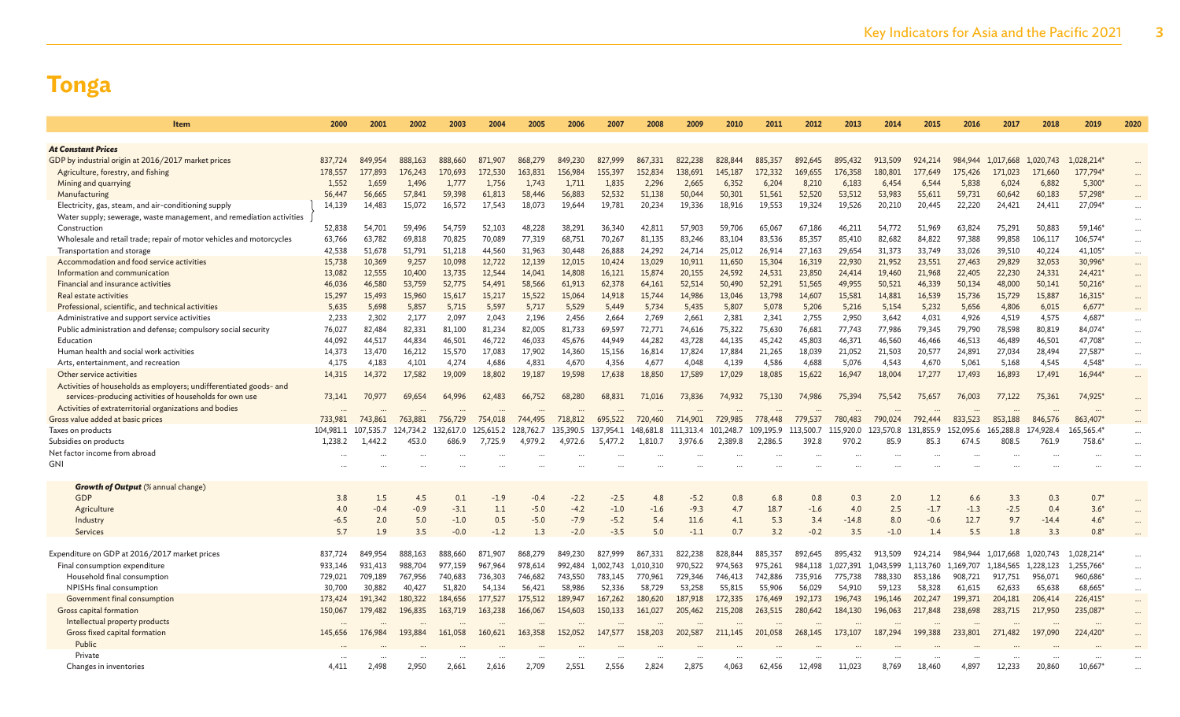# Tonga

| Item | 2000 | 2001 | 2002 | 2003 | 2004 | 2005 | 2006 | 2007 | 2008 | 2009 | 2010 | 2011 | 2012 | 2013 | 2014 | 2015 | 2016 | 2017 | 2018 | 2019 | 2020 |
|---|---|---|---|---|---|---|---|---|---|---|---|---|---|---|---|---|---|---|---|---|---|
| ***At Constant Prices*** | | | | | | | | | | | | | | | | | | | | | |
| GDP by industrial origin at 2016/2017 market prices | 837,724 | 849,954 | 888,163 | 888,660 | 871,907 | 868,279 | 849,230 | 827,999 | 867,331 | 822,238 | 828,844 | 885,357 | 892,645 | 895,432 | 913,509 | 924,214 | 984,944 | 1,017,668 | 1,020,743 | 1,028,214* | ... |
| Agriculture, forestry, and fishing | 178,557 | 177,893 | 176,243 | 170,693 | 172,530 | 163,831 | 156,984 | 155,397 | 152,834 | 138,691 | 145,187 | 172,332 | 169,655 | 176,358 | 180,801 | 177,649 | 175,426 | 171,023 | 171,660 | 177,794* | ... |
| Mining and quarrying | 1,552 | 1,659 | 1,496 | 1,777 | 1,756 | 1,743 | 1,711 | 1,835 | 2,296 | 2,665 | 6,352 | 6,204 | 8,210 | 6,183 | 6,454 | 6,544 | 5,838 | 6,024 | 6,882 | 5,300* | ... |
| Manufacturing | 56,447 | 56,665 | 57,841 | 59,398 | 61,813 | 58,446 | 56,883 | 52,532 | 51,138 | 50,044 | 50,301 | 51,561 | 52,520 | 53,512 | 53,983 | 55,611 | 59,731 | 60,642 | 60,183 | 57,298* | ... |
| Electricity, gas, steam, and air-conditioning supply / Water supply; sewerage, waste management, and remediation activities | 14,139 | 14,483 | 15,072 | 16,572 | 17,543 | 18,073 | 19,644 | 19,781 | 20,234 | 19,336 | 18,916 | 19,553 | 19,324 | 19,526 | 20,210 | 20,445 | 22,220 | 24,421 | 24,411 | 27,094* | ... |
| Construction | 52,838 | 54,701 | 59,496 | 54,759 | 52,103 | 48,228 | 38,291 | 36,340 | 42,811 | 57,903 | 59,706 | 65,067 | 67,186 | 46,211 | 54,772 | 51,969 | 63,824 | 75,291 | 50,883 | 59,146* | ... |
| Wholesale and retail trade; repair of motor vehicles and motorcycles | 63,766 | 63,782 | 69,818 | 70,825 | 70,089 | 77,319 | 68,751 | 70,267 | 81,135 | 83,246 | 83,104 | 83,536 | 85,357 | 85,410 | 82,682 | 84,822 | 97,388 | 99,858 | 106,117 | 106,574* | ... |
| Transportation and storage | 42,538 | 51,678 | 51,791 | 51,218 | 44,560 | 31,963 | 30,448 | 26,888 | 24,292 | 24,714 | 25,012 | 26,914 | 27,163 | 29,654 | 31,373 | 33,749 | 33,026 | 39,510 | 40,224 | 41,105* | ... |
| Accommodation and food service activities | 15,738 | 10,369 | 9,257 | 10,098 | 12,722 | 12,139 | 12,015 | 10,424 | 13,029 | 10,911 | 11,650 | 15,304 | 16,319 | 22,930 | 21,952 | 23,551 | 27,463 | 29,829 | 32,053 | 30,996* | ... |
| Information and communication | 13,082 | 12,555 | 10,400 | 13,735 | 12,544 | 14,041 | 14,808 | 16,121 | 15,874 | 20,155 | 24,592 | 24,531 | 23,850 | 24,414 | 19,460 | 21,968 | 22,405 | 22,230 | 24,331 | 24,421* | ... |
| Financial and insurance activities | 46,036 | 46,580 | 53,759 | 52,775 | 54,491 | 58,566 | 61,913 | 62,378 | 64,161 | 52,514 | 50,490 | 52,291 | 51,565 | 49,955 | 50,521 | 46,339 | 50,134 | 48,000 | 50,141 | 50,216* | ... |
| Real estate activities | 15,297 | 15,493 | 15,960 | 15,617 | 15,217 | 15,522 | 15,064 | 14,918 | 15,744 | 14,986 | 13,046 | 13,798 | 14,607 | 15,581 | 14,881 | 16,539 | 15,736 | 15,729 | 15,887 | 16,315* | ... |
| Professional, scientific, and technical activities | 5,635 | 5,698 | 5,857 | 5,715 | 5,597 | 5,717 | 5,529 | 5,449 | 5,734 | 5,435 | 5,807 | 5,078 | 5,206 | 5,216 | 5,154 | 5,232 | 5,656 | 4,806 | 6,015 | 6,677* | ... |
| Administrative and support service activities | 2,233 | 2,302 | 2,177 | 2,097 | 2,043 | 2,196 | 2,456 | 2,664 | 2,769 | 2,661 | 2,381 | 2,341 | 2,755 | 2,950 | 3,642 | 4,031 | 4,926 | 4,519 | 4,575 | 4,687* | ... |
| Public administration and defense; compulsory social security | 76,027 | 82,484 | 82,331 | 81,100 | 81,234 | 82,005 | 81,733 | 69,597 | 72,771 | 74,616 | 75,322 | 75,630 | 76,681 | 77,743 | 77,986 | 79,345 | 79,790 | 78,598 | 80,819 | 84,074* | ... |
| Education | 44,092 | 44,517 | 44,834 | 46,501 | 46,722 | 46,033 | 45,676 | 44,949 | 44,282 | 43,728 | 44,135 | 45,242 | 45,803 | 46,371 | 46,560 | 46,466 | 46,513 | 46,489 | 46,501 | 47,708* | ... |
| Human health and social work activities | 14,373 | 13,470 | 16,212 | 15,570 | 17,083 | 17,902 | 14,360 | 15,156 | 16,814 | 17,824 | 17,884 | 21,265 | 18,039 | 21,052 | 21,503 | 20,577 | 24,891 | 27,034 | 28,494 | 27,587* | ... |
| Arts, entertainment, and recreation | 4,175 | 4,183 | 4,101 | 4,274 | 4,686 | 4,831 | 4,670 | 4,356 | 4,677 | 4,048 | 4,139 | 4,586 | 4,688 | 5,076 | 4,543 | 4,670 | 5,061 | 5,168 | 4,545 | 4,548* | ... |
| Other service activities | 14,315 | 14,372 | 17,582 | 19,009 | 18,802 | 19,187 | 19,598 | 17,638 | 18,850 | 17,589 | 17,029 | 18,085 | 15,622 | 16,947 | 18,004 | 17,277 | 17,493 | 16,893 | 17,491 | 16,944* | ... |
| Activities of households as employers; undifferentiated goods- and services-producing activities of households for own use | 73,141 | 70,977 | 69,654 | 64,996 | 62,483 | 66,752 | 68,280 | 68,831 | 71,016 | 73,836 | 74,932 | 75,130 | 74,986 | 75,394 | 75,542 | 75,657 | 76,003 | 77,122 | 75,361 | 74,925* | ... |
| Activities of extraterritorial organizations and bodies | ... | ... | ... | ... | ... | ... | ... | ... | ... | ... | ... | ... | ... | ... | ... | ... | ... | ... | ... | ... | ... |
| Gross value added at basic prices | 733,981 | 743,861 | 763,881 | 756,729 | 754,018 | 744,495 | 718,812 | 695,522 | 720,460 | 714,901 | 729,985 | 778,448 | 779,537 | 780,483 | 790,024 | 792,444 | 833,523 | 853,188 | 846,576 | 863,407* | ... |
| Taxes on products | 104,981.1 | 107,535.7 | 124,734.2 | 132,617.0 | 125,615.2 | 128,762.7 | 135,390.5 | 137,954.1 | 148,681.8 | 111,313.4 | 101,248.7 | 109,195.9 | 113,500.7 | 115,920.0 | 123,570.8 | 131,855.9 | 152,095.6 | 165,288.8 | 174,928.4 | 165,565.4* | ... |
| Subsidies on products | 1,238.2 | 1,442.2 | 453.0 | 686.9 | 7,725.9 | 4,979.2 | 4,972.6 | 5,477.2 | 1,810.7 | 3,976.6 | 2,389.8 | 2,286.5 | 392.8 | 970.2 | 85.9 | 85.3 | 674.5 | 808.5 | 761.9 | 758.6* | ... |
| Net factor income from abroad | ... | ... | ... | ... | ... | ... | ... | ... | ... | ... | ... | ... | ... | ... | ... | ... | ... | ... | ... | ... | ... |
| GNI | ... | ... | ... | ... | ... | ... | ... | ... | ... | ... | ... | ... | ... | ... | ... | ... | ... | ... | ... | ... | ... |
| ***Growth of Output*** *(% annual change)* | | | | | | | | | | | | | | | | | | | | | |
| GDP | 3.8 | 1.5 | 4.5 | 0.1 | -1.9 | -0.4 | -2.2 | -2.5 | 4.8 | -5.2 | 0.8 | 6.8 | 0.8 | 0.3 | 2.0 | 1.2 | 6.6 | 3.3 | 0.3 | 0.7* | ... |
| Agriculture | 4.0 | -0.4 | -0.9 | -3.1 | 1.1 | -5.0 | -4.2 | -1.0 | -1.6 | -9.3 | 4.7 | 18.7 | -1.6 | 4.0 | 2.5 | -1.7 | -1.3 | -2.5 | 0.4 | 3.6* | ... |
| Industry | -6.5 | 2.0 | 5.0 | -1.0 | 0.5 | -5.0 | -7.9 | -5.2 | 5.4 | 11.6 | 4.1 | 5.3 | 3.4 | -14.8 | 8.0 | -0.6 | 12.7 | 9.7 | -14.4 | 4.6* | ... |
| Services | 5.7 | 1.9 | 3.5 | -0.0 | -1.2 | 1.3 | -2.0 | -3.5 | 5.0 | -1.1 | 0.7 | 3.2 | -0.2 | 3.5 | -1.0 | 1.4 | 5.5 | 1.8 | 3.3 | 0.8* | ... |
| Expenditure on GDP at 2016/2017 market prices | 837,724 | 849,954 | 888,163 | 888,660 | 871,907 | 868,279 | 849,230 | 827,999 | 867,331 | 822,238 | 828,844 | 885,357 | 892,645 | 895,432 | 913,509 | 924,214 | 984,944 | 1,017,668 | 1,020,743 | 1,028,214* | ... |
| Final consumption expenditure | 933,146 | 931,413 | 988,704 | 977,159 | 967,964 | 978,614 | 992,484 | 1,002,743 | 1,010,310 | 970,522 | 974,563 | 975,261 | 984,118 | 1,027,391 | 1,043,599 | 1,113,760 | 1,169,707 | 1,184,565 | 1,228,123 | 1,255,766* | ... |
| Household final consumption | 729,021 | 709,189 | 767,956 | 740,683 | 736,303 | 746,682 | 743,550 | 783,145 | 770,961 | 729,346 | 746,413 | 742,886 | 735,916 | 775,738 | 788,330 | 853,186 | 908,721 | 917,751 | 956,071 | 960,686* | ... |
| NPISHs final consumption | 30,700 | 30,882 | 40,427 | 51,820 | 54,134 | 56,421 | 58,986 | 52,336 | 58,729 | 53,258 | 55,815 | 55,906 | 56,029 | 54,910 | 59,123 | 58,328 | 61,615 | 62,633 | 65,638 | 68,665* | ... |
| Government final consumption | 173,424 | 191,342 | 180,322 | 184,656 | 177,527 | 175,512 | 189,947 | 167,262 | 180,620 | 187,918 | 172,335 | 176,469 | 192,173 | 196,743 | 196,146 | 202,247 | 199,371 | 204,181 | 206,414 | 226,415* | ... |
| Gross capital formation | 150,067 | 179,482 | 196,835 | 163,719 | 163,238 | 166,067 | 154,603 | 150,133 | 161,027 | 205,462 | 215,208 | 263,515 | 280,642 | 184,130 | 196,063 | 217,848 | 238,698 | 283,715 | 217,950 | 235,087* | ... |
| Intellectual property products | ... | ... | ... | ... | ... | ... | ... | ... | ... | ... | ... | ... | ... | ... | ... | ... | ... | ... | ... | ... | ... |
| Gross fixed capital formation | 145,656 | 176,984 | 193,884 | 161,058 | 160,621 | 163,358 | 152,052 | 147,577 | 158,203 | 202,587 | 211,145 | 201,058 | 268,145 | 173,107 | 187,294 | 199,388 | 233,801 | 271,482 | 197,090 | 224,420* | ... |
| Public | ... | ... | ... | ... | ... | ... | ... | ... | ... | ... | ... | ... | ... | ... | ... | ... | ... | ... | ... | ... | ... |
| Private | ... | ... | ... | ... | ... | ... | ... | ... | ... | ... | ... | ... | ... | ... | ... | ... | ... | ... | ... | ... | ... |
| Changes in inventories | 4,411 | 2,498 | 2,950 | 2,661 | 2,616 | 2,709 | 2,551 | 2,556 | 2,824 | 2,875 | 4,063 | 62,456 | 12,498 | 11,023 | 8,769 | 18,460 | 4,897 | 12,233 | 20,860 | 10,667* | ... |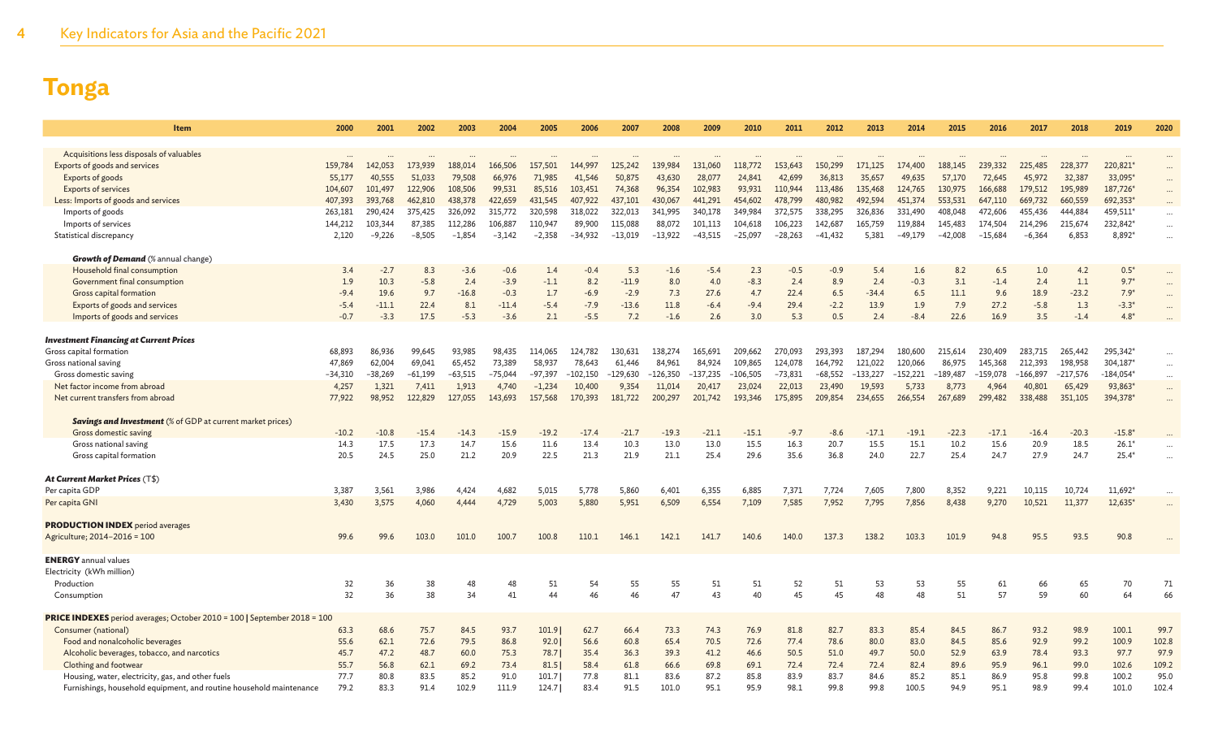# Tonga

| Item | 2000 | 2001 | 2002 | 2003 | 2004 | 2005 | 2006 | 2007 | 2008 | 2009 | 2010 | 2011 | 2012 | 2013 | 2014 | 2015 | 2016 | 2017 | 2018 | 2019 | 2020 |
|---|---|---|---|---|---|---|---|---|---|---|---|---|---|---|---|---|---|---|---|---|---|
| Acquisitions less disposals of valuables | ... | ... | ... | ... | ... | ... | ... | ... | ... | ... | ... | ... | ... | ... | ... | ... | ... | ... | ... | ... | ... |
| Exports of goods and services | 159,784 | 142,053 | 173,939 | 188,014 | 166,506 | 157,501 | 144,997 | 125,242 | 139,984 | 131,060 | 118,772 | 153,643 | 150,299 | 171,125 | 174,400 | 188,145 | 239,332 | 225,485 | 228,377 | 220,821* | ... |
| Exports of goods | 55,177 | 40,555 | 51,033 | 79,508 | 66,976 | 71,985 | 41,546 | 50,875 | 43,630 | 28,077 | 24,841 | 42,699 | 36,813 | 35,657 | 49,635 | 57,170 | 72,645 | 45,972 | 32,387 | 33,095* | ... |
| Exports of services | 104,607 | 101,497 | 122,906 | 108,506 | 99,531 | 85,516 | 103,451 | 74,368 | 96,354 | 102,983 | 93,931 | 110,944 | 113,486 | 135,468 | 124,765 | 130,975 | 166,688 | 179,512 | 195,989 | 187,726* | ... |
| Less: Imports of goods and services | 407,393 | 393,768 | 462,810 | 438,378 | 422,659 | 431,545 | 407,922 | 437,101 | 430,067 | 441,291 | 454,602 | 478,799 | 480,982 | 492,594 | 451,374 | 553,531 | 647,110 | 669,732 | 660,559 | 692,353* | ... |
| Imports of goods | 263,181 | 290,424 | 375,425 | 326,092 | 315,772 | 320,598 | 318,022 | 322,013 | 341,995 | 340,178 | 349,984 | 372,575 | 338,295 | 326,836 | 331,490 | 408,048 | 472,606 | 455,436 | 444,884 | 459,511* | ... |
| Imports of services | 144,212 | 103,344 | 87,385 | 112,286 | 106,887 | 110,947 | 89,900 | 115,088 | 88,072 | 101,113 | 104,618 | 106,223 | 142,687 | 165,759 | 119,884 | 145,483 | 174,504 | 214,296 | 215,674 | 232,842* | ... |
| Statistical discrepancy | 2,120 | −9,226 | −8,505 | −1,854 | −3,142 | −2,358 | −34,932 | −13,019 | −13,922 | −43,515 | −25,097 | −28,263 | −41,432 | 5,381 | −49,179 | −42,008 | −15,684 | −6,364 | 6,853 | 8,892* | ... |
| ***Growth of Demand*** *(% annual change)* | | | | | | | | | | | | | | | | | | | | | |
| Household final consumption | 3.4 | −2.7 | 8.3 | −3.6 | −0.6 | 1.4 | −0.4 | 5.3 | −1.6 | −5.4 | 2.3 | −0.5 | −0.9 | 5.4 | 1.6 | 8.2 | 6.5 | 1.0 | 4.2 | 0.5* | ... |
| Government final consumption | 1.9 | 10.3 | −5.8 | 2.4 | −3.9 | −1.1 | 8.2 | −11.9 | 8.0 | 4.0 | −8.3 | 2.4 | 8.9 | 2.4 | −0.3 | 3.1 | −1.4 | 2.4 | 1.1 | 9.7* | ... |
| Gross capital formation | −9.4 | 19.6 | 9.7 | −16.8 | −0.3 | 1.7 | −6.9 | −2.9 | 7.3 | 27.6 | 4.7 | 22.4 | 6.5 | −34.4 | 6.5 | 11.1 | 9.6 | 18.9 | −23.2 | 7.9* | ... |
| Exports of goods and services | −5.4 | −11.1 | 22.4 | 8.1 | −11.4 | −5.4 | −7.9 | −13.6 | 11.8 | −6.4 | −9.4 | 29.4 | −2.2 | 13.9 | 1.9 | 7.9 | 27.2 | −5.8 | 1.3 | −3.3* | ... |
| Imports of goods and services | −0.7 | −3.3 | 17.5 | −5.3 | −3.6 | 2.1 | −5.5 | 7.2 | −1.6 | 2.6 | 3.0 | 5.3 | 0.5 | 2.4 | −8.4 | 22.6 | 16.9 | 3.5 | −1.4 | 4.8* | ... |
| ***Investment Financing at Current Prices*** | | | | | | | | | | | | | | | | | | | | | |
| Gross capital formation | 68,893 | 86,936 | 99,645 | 93,985 | 98,435 | 114,065 | 124,782 | 130,631 | 138,274 | 165,691 | 209,662 | 270,093 | 293,393 | 187,294 | 180,600 | 215,614 | 230,409 | 283,715 | 265,442 | 295,342* | ... |
| Gross national saving | 47,869 | 62,004 | 69,041 | 65,452 | 73,389 | 58,937 | 78,643 | 61,446 | 84,961 | 84,924 | 109,865 | 124,078 | 164,792 | 121,022 | 120,066 | 86,975 | 145,368 | 212,393 | 198,958 | 304,187* | ... |
| Gross domestic saving | −34,310 | −38,269 | −61,199 | −63,515 | −75,044 | −97,397 | −102,150 | −129,630 | −126,350 | −137,235 | −106,505 | −73,831 | −68,552 | −133,227 | −152,221 | −189,487 | −159,078 | −166,897 | −217,576 | −184,054* | ... |
| Net factor income from abroad | 4,257 | 1,321 | 7,411 | 1,913 | 4,740 | −1,234 | 10,400 | 9,354 | 11,014 | 20,417 | 23,024 | 22,013 | 23,490 | 19,593 | 5,733 | 8,773 | 4,964 | 40,801 | 65,429 | 93,863* | ... |
| Net current transfers from abroad | 77,922 | 98,952 | 122,829 | 127,055 | 143,693 | 157,568 | 170,393 | 181,722 | 200,297 | 201,742 | 193,346 | 175,895 | 209,854 | 234,655 | 266,554 | 267,689 | 299,482 | 338,488 | 351,105 | 394,378* | ... |
| ***Savings and Investment*** *(% of GDP at current market prices)* | | | | | | | | | | | | | | | | | | | | | |
| Gross domestic saving | −10.2 | −10.8 | −15.4 | −14.3 | −15.9 | −19.2 | −17.4 | −21.7 | −19.3 | −21.1 | −15.1 | −9.7 | −8.6 | −17.1 | −19.1 | −22.3 | −17.1 | −16.4 | −20.3 | −15.8* | ... |
| Gross national saving | 14.3 | 17.5 | 17.3 | 14.7 | 15.6 | 11.6 | 13.4 | 10.3 | 13.0 | 13.0 | 15.5 | 16.3 | 20.7 | 15.5 | 15.1 | 10.2 | 15.6 | 20.9 | 18.5 | 26.1* | ... |
| Gross capital formation | 20.5 | 24.5 | 25.0 | 21.2 | 20.9 | 22.5 | 21.3 | 21.9 | 21.1 | 25.4 | 29.6 | 35.6 | 36.8 | 24.0 | 22.7 | 25.4 | 24.7 | 27.9 | 24.7 | 25.4* | ... |
| ***At Current Market Prices*** *(T$)* | | | | | | | | | | | | | | | | | | | | | |
| Per capita GDP | 3,387 | 3,561 | 3,986 | 4,424 | 4,682 | 5,015 | 5,778 | 5,860 | 6,401 | 6,355 | 6,885 | 7,371 | 7,724 | 7,605 | 7,800 | 8,352 | 9,221 | 10,115 | 10,724 | 11,692* | ... |
| Per capita GNI | 3,430 | 3,575 | 4,060 | 4,444 | 4,729 | 5,003 | 5,880 | 5,951 | 6,509 | 6,554 | 7,109 | 7,585 | 7,952 | 7,795 | 7,856 | 8,438 | 9,270 | 10,521 | 11,377 | 12,635* | ... |
| **PRODUCTION INDEX** period averages | | | | | | | | | | | | | | | | | | | | | |
| Agriculture; 2014–2016 = 100 | 99.6 | 99.6 | 103.0 | 101.0 | 100.7 | 100.8 | 110.1 | 146.1 | 142.1 | 141.7 | 140.6 | 140.0 | 137.3 | 138.2 | 103.3 | 101.9 | 94.8 | 95.5 | 93.5 | 90.8 | ... |
| **ENERGY** annual values | | | | | | | | | | | | | | | | | | | | | |
| Electricity (kWh million) | | | | | | | | | | | | | | | | | | | | | |
| Production | 32 | 36 | 38 | 48 | 48 | 51 | 54 | 55 | 55 | 51 | 51 | 52 | 51 | 53 | 53 | 55 | 61 | 66 | 65 | 70 | 71 |
| Consumption | 32 | 36 | 38 | 34 | 41 | 44 | 46 | 46 | 47 | 43 | 40 | 45 | 45 | 48 | 48 | 51 | 57 | 59 | 60 | 64 | 66 |
| **PRICE INDEXES** period averages; October 2010 = 100 \| September 2018 = 100 | | | | | | | | | | | | | | | | | | | | | |
| Consumer (national) | 63.3 | 68.6 | 75.7 | 84.5 | 93.7 | 101.9 \| | 62.7 | 66.4 | 73.3 | 74.3 | 76.9 | 81.8 | 82.7 | 83.3 | 85.4 | 84.5 | 86.7 | 93.2 | 98.9 | 100.1 | 99.7 |
| Food and nonalcoholic beverages | 55.6 | 62.1 | 72.6 | 79.5 | 86.8 | 92.0 \| | 56.6 | 60.8 | 65.4 | 70.5 | 72.6 | 77.4 | 78.6 | 80.0 | 83.0 | 84.5 | 85.6 | 92.9 | 99.2 | 100.9 | 102.8 |
| Alcoholic beverages, tobacco, and narcotics | 45.7 | 47.2 | 48.7 | 60.0 | 75.3 | 78.7 \| | 35.4 | 36.3 | 39.3 | 41.2 | 46.6 | 50.5 | 51.0 | 49.7 | 50.0 | 52.9 | 63.9 | 78.4 | 93.3 | 97.7 | 97.9 |
| Clothing and footwear | 55.7 | 56.8 | 62.1 | 69.2 | 73.4 | 81.5 \| | 58.4 | 61.8 | 66.6 | 69.8 | 69.1 | 72.4 | 72.4 | 72.4 | 82.4 | 89.6 | 95.9 | 96.1 | 99.0 | 102.6 | 109.2 |
| Housing, water, electricity, gas, and other fuels | 77.7 | 80.8 | 83.5 | 85.2 | 91.0 | 101.7 \| | 77.8 | 81.1 | 83.6 | 87.2 | 85.8 | 83.9 | 83.7 | 84.6 | 85.2 | 85.1 | 86.9 | 95.8 | 99.8 | 100.2 | 95.0 |
| Furnishings, household equipment, and routine household maintenance | 79.2 | 83.3 | 91.4 | 102.9 | 111.9 | 124.7 \| | 83.4 | 91.5 | 101.0 | 95.1 | 95.9 | 98.1 | 99.8 | 99.8 | 100.5 | 94.9 | 95.1 | 98.9 | 99.4 | 101.0 | 102.4 |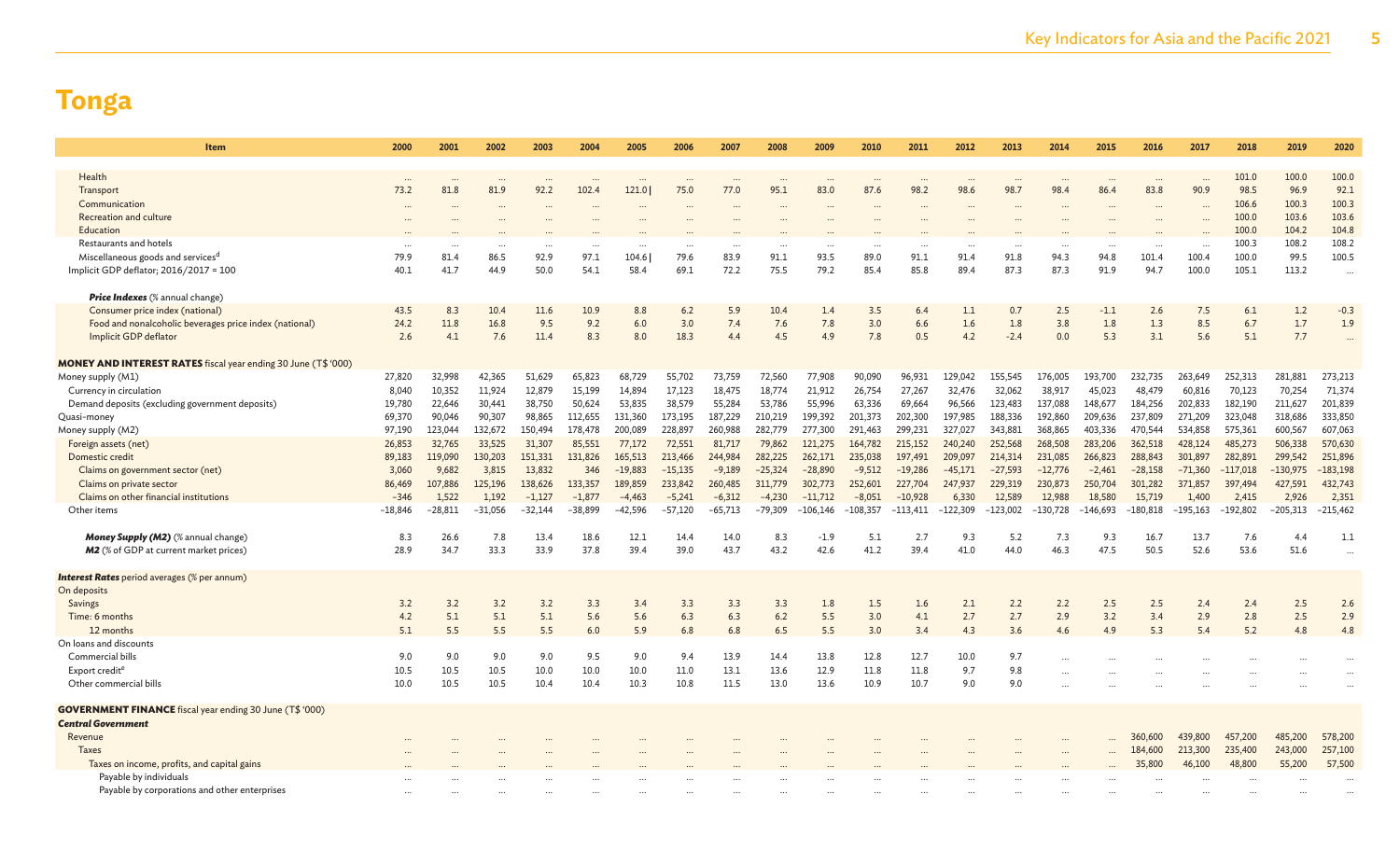# Tonga

| Item | 2000 | 2001 | 2002 | 2003 | 2004 | 2005 | 2006 | 2007 | 2008 | 2009 | 2010 | 2011 | 2012 | 2013 | 2014 | 2015 | 2016 | 2017 | 2018 | 2019 | 2020 |
|---|---|---|---|---|---|---|---|---|---|---|---|---|---|---|---|---|---|---|---|---|---|
| Health | ... | ... | ... | ... | ... | ... | ... | ... | ... | ... | ... | ... | ... | ... | ... | ... | ... | ... | 101.0 | 100.0 | 100.0 |
| Transport | 73.2 | 81.8 | 81.9 | 92.2 | 102.4 | 121.0 \| | 75.0 | 77.0 | 95.1 | 83.0 | 87.6 | 98.2 | 98.6 | 98.7 | 98.4 | 86.4 | 83.8 | 90.9 | 98.5 | 96.9 | 92.1 |
| Communication | ... | ... | ... | ... | ... | ... | ... | ... | ... | ... | ... | ... | ... | ... | ... | ... | ... | ... | 106.6 | 100.3 | 100.3 |
| Recreation and culture | ... | ... | ... | ... | ... | ... | ... | ... | ... | ... | ... | ... | ... | ... | ... | ... | ... | ... | 100.0 | 103.6 | 103.6 |
| Education | ... | ... | ... | ... | ... | ... | ... | ... | ... | ... | ... | ... | ... | ... | ... | ... | ... | ... | 100.0 | 104.2 | 104.8 |
| Restaurants and hotels | ... | ... | ... | ... | ... | ... | ... | ... | ... | ... | ... | ... | ... | ... | ... | ... | ... | ... | 100.3 | 108.2 | 108.2 |
| Miscellaneous goods and services[d] | 79.9 | 81.4 | 86.5 | 92.9 | 97.1 | 104.6 \| | 79.6 | 83.9 | 91.1 | 93.5 | 89.0 | 91.1 | 91.4 | 91.8 | 94.3 | 94.8 | 101.4 | 100.4 | 100.0 | 99.5 | 100.5 |
| Implicit GDP deflator; 2016/2017 = 100 | 40.1 | 41.7 | 44.9 | 50.0 | 54.1 | 58.4 | 69.1 | 72.2 | 75.5 | 79.2 | 85.4 | 85.8 | 89.4 | 87.3 | 87.3 | 91.9 | 94.7 | 100.0 | 105.1 | 113.2 | ... |
| ***Price Indexes*** (% annual change) | | | | | | | | | | | | | | | | | | | | | |
| Consumer price index (national) | 43.5 | 8.3 | 10.4 | 11.6 | 10.9 | 8.8 | 6.2 | 5.9 | 10.4 | 1.4 | 3.5 | 6.4 | 1.1 | 0.7 | 2.5 | −1.1 | 2.6 | 7.5 | 6.1 | 1.2 | −0.3 |
| Food and nonalcoholic beverages price index (national) | 24.2 | 11.8 | 16.8 | 9.5 | 9.2 | 6.0 | 3.0 | 7.4 | 7.6 | 7.8 | 3.0 | 6.6 | 1.6 | 1.8 | 3.8 | 1.8 | 1.3 | 8.5 | 6.7 | 1.7 | 1.9 |
| Implicit GDP deflator | 2.6 | 4.1 | 7.6 | 11.4 | 8.3 | 8.0 | 18.3 | 4.4 | 4.5 | 4.9 | 7.8 | 0.5 | 4.2 | −2.4 | 0.0 | 5.3 | 3.1 | 5.6 | 5.1 | 7.7 | ... |
| **MONEY AND INTEREST RATES** fiscal year ending 30 June (T$ '000) | | | | | | | | | | | | | | | | | | | | | |
| Money supply (M1) | 27,820 | 32,998 | 42,365 | 51,629 | 65,823 | 68,729 | 55,702 | 73,759 | 72,560 | 77,908 | 90,090 | 96,931 | 129,042 | 155,545 | 176,005 | 193,700 | 232,735 | 263,649 | 252,313 | 281,881 | 273,213 |
| Currency in circulation | 8,040 | 10,352 | 11,924 | 12,879 | 15,199 | 14,894 | 17,123 | 18,475 | 18,774 | 21,912 | 26,754 | 27,267 | 32,476 | 32,062 | 38,917 | 45,023 | 48,479 | 60,816 | 70,123 | 70,254 | 71,374 |
| Demand deposits (excluding government deposits) | 19,780 | 22,646 | 30,441 | 38,750 | 50,624 | 53,835 | 38,579 | 55,284 | 53,786 | 55,996 | 63,336 | 69,664 | 96,566 | 123,483 | 137,088 | 148,677 | 184,256 | 202,833 | 182,190 | 211,627 | 201,839 |
| Quasi-money | 69,370 | 90,046 | 90,307 | 98,865 | 112,655 | 131,360 | 173,195 | 187,229 | 210,219 | 199,392 | 201,373 | 202,300 | 197,985 | 188,336 | 192,860 | 209,636 | 237,809 | 271,209 | 323,048 | 318,686 | 333,850 |
| Money supply (M2) | 97,190 | 123,044 | 132,672 | 150,494 | 178,478 | 200,089 | 228,897 | 260,988 | 282,779 | 277,300 | 291,463 | 299,231 | 327,027 | 343,881 | 368,865 | 403,336 | 470,544 | 534,858 | 575,361 | 600,567 | 607,063 |
| Foreign assets (net) | 26,853 | 32,765 | 33,525 | 31,307 | 85,551 | 77,172 | 72,551 | 81,717 | 79,862 | 121,275 | 164,782 | 215,152 | 240,240 | 252,568 | 268,508 | 283,206 | 362,518 | 428,124 | 485,273 | 506,338 | 570,630 |
| Domestic credit | 89,183 | 119,090 | 130,203 | 151,331 | 131,826 | 165,513 | 213,466 | 244,984 | 282,225 | 262,171 | 235,038 | 197,491 | 209,097 | 214,314 | 231,085 | 266,823 | 288,843 | 301,897 | 282,891 | 299,542 | 251,896 |
| Claims on government sector (net) | 3,060 | 9,682 | 3,815 | 13,832 | 346 | −19,883 | −15,135 | −9,189 | −25,324 | −28,890 | −9,512 | −19,286 | −45,171 | −27,593 | −12,776 | −2,461 | −28,158 | −71,360 | −117,018 | −130,975 | −183,198 |
| Claims on private sector | 86,469 | 107,886 | 125,196 | 138,626 | 133,357 | 189,859 | 233,842 | 260,485 | 311,779 | 302,773 | 252,601 | 227,704 | 247,937 | 229,319 | 230,873 | 250,704 | 301,282 | 371,857 | 397,494 | 427,591 | 432,743 |
| Claims on other financial institutions | −346 | 1,522 | 1,192 | −1,127 | −1,877 | −4,463 | −5,241 | −6,312 | −4,230 | −11,712 | −8,051 | −10,928 | 6,330 | 12,589 | 12,988 | 18,580 | 15,719 | 1,400 | 2,415 | 2,926 | 2,351 |
| Other items | −18,846 | −28,811 | −31,056 | −32,144 | −38,899 | −42,596 | −57,120 | −65,713 | −79,309 | −106,146 | −108,357 | −113,411 | −122,309 | −123,002 | −130,728 | −146,693 | −180,818 | −195,163 | −192,802 | −205,313 | −215,462 |
| ***Money Supply (M2)*** (% annual change) | 8.3 | 26.6 | 7.8 | 13.4 | 18.6 | 12.1 | 14.4 | 14.0 | 8.3 | −1.9 | 5.1 | 2.7 | 9.3 | 5.2 | 7.3 | 9.3 | 16.7 | 13.7 | 7.6 | 4.4 | 1.1 |
| ***M2*** (% of GDP at current market prices) | 28.9 | 34.7 | 33.3 | 33.9 | 37.8 | 39.4 | 39.0 | 43.7 | 43.2 | 42.6 | 41.2 | 39.4 | 41.0 | 44.0 | 46.3 | 47.5 | 50.5 | 52.6 | 53.6 | 51.6 | ... |
| ***Interest Rates*** period averages (% per annum) | | | | | | | | | | | | | | | | | | | | | |
| On deposits | | | | | | | | | | | | | | | | | | | | | |
| Savings | 3.2 | 3.2 | 3.2 | 3.2 | 3.3 | 3.4 | 3.3 | 3.3 | 3.3 | 1.8 | 1.5 | 1.6 | 2.1 | 2.2 | 2.2 | 2.5 | 2.5 | 2.4 | 2.4 | 2.5 | 2.6 |
| Time: 6 months | 4.2 | 5.1 | 5.1 | 5.1 | 5.6 | 5.6 | 6.3 | 6.3 | 6.2 | 5.5 | 3.0 | 4.1 | 2.7 | 2.7 | 2.9 | 3.2 | 3.4 | 2.9 | 2.8 | 2.5 | 2.9 |
| 12 months | 5.1 | 5.5 | 5.5 | 5.5 | 6.0 | 5.9 | 6.8 | 6.8 | 6.5 | 5.5 | 3.0 | 3.4 | 4.3 | 3.6 | 4.6 | 4.9 | 5.3 | 5.4 | 5.2 | 4.8 | 4.8 |
| On loans and discounts | | | | | | | | | | | | | | | | | | | | | |
| Commercial bills | 9.0 | 9.0 | 9.0 | 9.0 | 9.5 | 9.0 | 9.4 | 13.9 | 14.4 | 13.8 | 12.8 | 12.7 | 10.0 | 9.7 | ... | ... | ... | ... | ... | ... | ... |
| Export credit[e] | 10.5 | 10.5 | 10.5 | 10.0 | 10.0 | 10.0 | 11.0 | 13.1 | 13.6 | 12.9 | 11.8 | 11.8 | 9.7 | 9.8 | ... | ... | ... | ... | ... | ... | ... |
| Other commercial bills | 10.0 | 10.5 | 10.5 | 10.4 | 10.4 | 10.3 | 10.8 | 11.5 | 13.0 | 13.6 | 10.9 | 10.7 | 9.0 | 9.0 | ... | ... | ... | ... | ... | ... | ... |
| **GOVERNMENT FINANCE** fiscal year ending 30 June (T$ '000) | | | | | | | | | | | | | | | | | | | | | |
| ***Central Government*** | | | | | | | | | | | | | | | | | | | | | |
| Revenue | ... | ... | ... | ... | ... | ... | ... | ... | ... | ... | ... | ... | ... | ... | ... | ... | 360,600 | 439,800 | 457,200 | 485,200 | 578,200 |
| Taxes | ... | ... | ... | ... | ... | ... | ... | ... | ... | ... | ... | ... | ... | ... | ... | ... | 184,600 | 213,300 | 235,400 | 243,000 | 257,100 |
| Taxes on income, profits, and capital gains | ... | ... | ... | ... | ... | ... | ... | ... | ... | ... | ... | ... | ... | ... | ... | ... | 35,800 | 46,100 | 48,800 | 55,200 | 57,500 |
| Payable by individuals | ... | ... | ... | ... | ... | ... | ... | ... | ... | ... | ... | ... | ... | ... | ... | ... | ... | ... | ... | ... | ... |
| Payable by corporations and other enterprises | ... | ... | ... | ... | ... | ... | ... | ... | ... | ... | ... | ... | ... | ... | ... | ... | ... | ... | ... | ... | ... |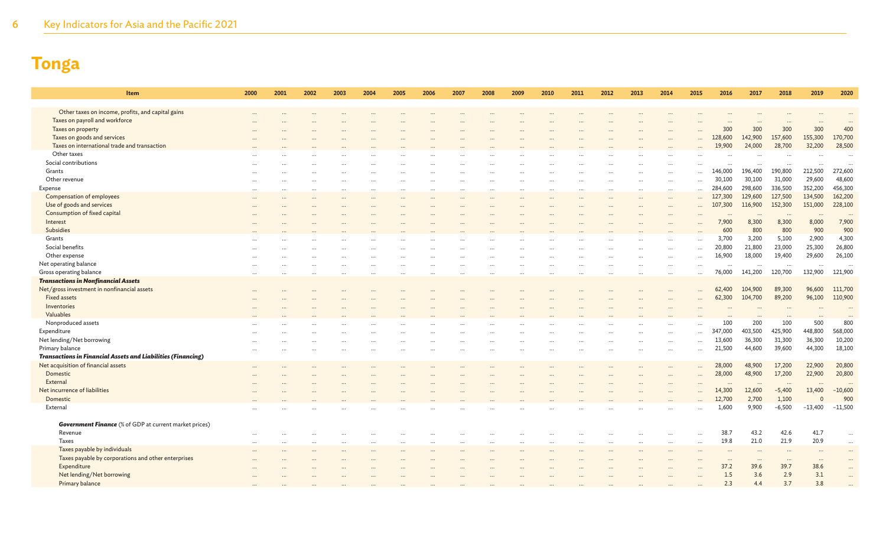# Tonga

| Item | 2000 | 2001 | 2002 | 2003 | 2004 | 2005 | 2006 | 2007 | 2008 | 2009 | 2010 | 2011 | 2012 | 2013 | 2014 | 2015 | 2016 | 2017 | 2018 | 2019 | 2020 |
|---|---|---|---|---|---|---|---|---|---|---|---|---|---|---|---|---|---|---|---|---|---|
| Other taxes on income, profits, and capital gains | … | … | … | … | … | … | … | … | … | … | … | … | … | … | … | … | … | … | … | … | … |
| Taxes on payroll and workforce | … | … | … | … | … | … | … | … | … | … | … | … | … | … | … | … | … | … | … | … | … |
| Taxes on property | … | … | … | … | … | … | … | … | … | … | … | … | … | … | … | … | 300 | 300 | 300 | 300 | 400 |
| Taxes on goods and services | … | … | … | … | … | … | … | … | … | … | … | … | … | … | … | … | 128,600 | 142,900 | 157,600 | 155,300 | 170,700 |
| Taxes on international trade and transaction | … | … | … | … | … | … | … | … | … | … | … | … | … | … | … | … | 19,900 | 24,000 | 28,700 | 32,200 | 28,500 |
| Other taxes | … | … | … | … | … | … | … | … | … | … | … | … | … | … | … | … | … | … | … | … | … |
| Social contributions | … | … | … | … | … | … | … | … | … | … | … | … | … | … | … | … | … | … | … | … | … |
| Grants | … | … | … | … | … | … | … | … | … | … | … | … | … | … | … | … | 146,000 | 196,400 | 190,800 | 212,500 | 272,600 |
| Other revenue | … | … | … | … | … | … | … | … | … | … | … | … | … | … | … | … | 30,100 | 30,100 | 31,000 | 29,600 | 48,600 |
| Expense | … | … | … | … | … | … | … | … | … | … | … | … | … | … | … | … | 284,600 | 298,600 | 336,500 | 352,200 | 456,300 |
| Compensation of employees | … | … | … | … | … | … | … | … | … | … | … | … | … | … | … | … | 127,300 | 129,600 | 127,500 | 134,500 | 162,200 |
| Use of goods and services | … | … | … | … | … | … | … | … | … | … | … | … | … | … | … | … | 107,300 | 116,900 | 152,300 | 151,000 | 228,100 |
| Consumption of fixed capital | … | … | … | … | … | … | … | … | … | … | … | … | … | … | … | … | … | … | … | … | … |
| Interest | … | … | … | … | … | … | … | … | … | … | … | … | … | … | … | … | 7,900 | 8,300 | 8,300 | 8,000 | 7,900 |
| Subsidies | … | … | … | … | … | … | … | … | … | … | … | … | … | … | … | … | 600 | 800 | 800 | 900 | 900 |
| Grants | … | … | … | … | … | … | … | … | … | … | … | … | … | … | … | … | 3,700 | 3,200 | 5,100 | 2,900 | 4,300 |
| Social benefits | … | … | … | … | … | … | … | … | … | … | … | … | … | … | … | … | 20,800 | 21,800 | 23,000 | 25,300 | 26,800 |
| Other expense | … | … | … | … | … | … | … | … | … | … | … | … | … | … | … | … | 16,900 | 18,000 | 19,400 | 29,600 | 26,100 |
| Net operating balance | … | … | … | … | … | … | … | … | … | … | … | … | … | … | … | … | … | … | … | … | … |
| Gross operating balance | … | … | … | … | … | … | … | … | … | … | … | … | … | … | … | … | 76,000 | 141,200 | 120,700 | 132,900 | 121,900 |
| ***Transactions in Nonfinancial Assets*** | | | | | | | | | | | | | | | | | | | | | |
| Net/gross investment in nonfinancial assets | … | … | … | … | … | … | … | … | … | … | … | … | … | … | … | … | 62,400 | 104,900 | 89,300 | 96,600 | 111,700 |
| Fixed assets | … | … | … | … | … | … | … | … | … | … | … | … | … | … | … | … | 62,300 | 104,700 | 89,200 | 96,100 | 110,900 |
| Inventories | … | … | … | … | … | … | … | … | … | … | … | … | … | … | … | … | … | … | … | … | … |
| Valuables | … | … | … | … | … | … | … | … | … | … | … | … | … | … | … | … | … | … | … | … | … |
| Nonproduced assets | … | … | … | … | … | … | … | … | … | … | … | … | … | … | … | … | 100 | 200 | 100 | 500 | 800 |
| Expenditure | … | … | … | … | … | … | … | … | … | … | … | … | … | … | … | … | 347,000 | 403,500 | 425,900 | 448,800 | 568,000 |
| Net lending/Net borrowing | … | … | … | … | … | … | … | … | … | … | … | … | … | … | … | … | 13,600 | 36,300 | 31,300 | 36,300 | 10,200 |
| Primary balance | … | … | … | … | … | … | … | … | … | … | … | … | … | … | … | … | 21,500 | 44,600 | 39,600 | 44,300 | 18,100 |
| ***Transactions in Financial Assets and Liabilities (Financing)*** | | | | | | | | | | | | | | | | | | | | | |
| Net acquisition of financial assets | … | … | … | … | … | … | … | … | … | … | … | … | … | … | … | … | 28,000 | 48,900 | 17,200 | 22,900 | 20,800 |
| Domestic | … | … | … | … | … | … | … | … | … | … | … | … | … | … | … | … | 28,000 | 48,900 | 17,200 | 22,900 | 20,800 |
| External | … | … | … | … | … | … | … | … | … | … | … | … | … | … | … | … | … | … | … | … | … |
| Net incurrence of liabilities | … | … | … | … | … | … | … | … | … | … | … | … | … | … | … | … | 14,300 | 12,600 | −5,400 | 13,400 | −10,600 |
| Domestic | … | … | … | … | … | … | … | … | … | … | … | … | … | … | … | … | 12,700 | 2,700 | 1,100 | 0 | 900 |
| External | … | … | … | … | … | … | … | … | … | … | … | … | … | … | … | … | 1,600 | 9,900 | −6,500 | −13,400 | −11,500 |
| ***Government Finance*** (% of GDP at current market prices) | | | | | | | | | | | | | | | | | | | | | |
| Revenue | … | … | … | … | … | … | … | … | … | … | … | … | … | … | … | … | 38.7 | 43.2 | 42.6 | 41.7 | … |
| Taxes | … | … | … | … | … | … | … | … | … | … | … | … | … | … | … | … | 19.8 | 21.0 | 21.9 | 20.9 | … |
| Taxes payable by individuals | … | … | … | … | … | … | … | … | … | … | … | … | … | … | … | … | … | … | … | … | … |
| Taxes payable by corporations and other enterprises | … | … | … | … | … | … | … | … | … | … | … | … | … | … | … | … | … | … | … | … | … |
| Expenditure | … | … | … | … | … | … | … | … | … | … | … | … | … | … | … | … | 37.2 | 39.6 | 39.7 | 38.6 | … |
| Net lending/Net borrowing | … | … | … | … | … | … | … | … | … | … | … | … | … | … | … | … | 1.5 | 3.6 | 2.9 | 3.1 | … |
| Primary balance | … | … | … | … | … | … | … | … | … | … | … | … | … | … | … | … | 2.3 | 4.4 | 3.7 | 3.8 | … |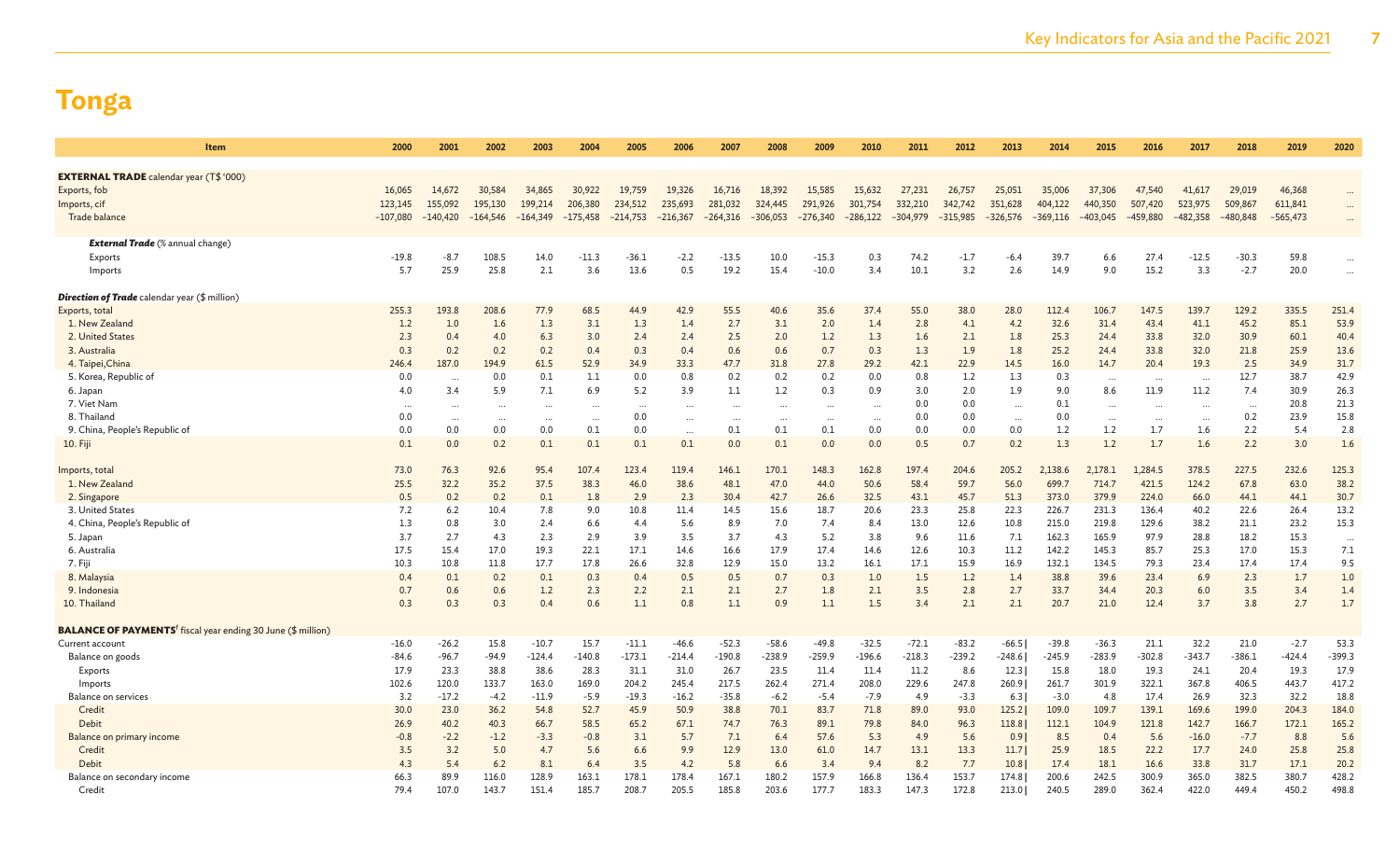# Tonga

| Item | 2000 | 2001 | 2002 | 2003 | 2004 | 2005 | 2006 | 2007 | 2008 | 2009 | 2010 | 2011 | 2012 | 2013 | 2014 | 2015 | 2016 | 2017 | 2018 | 2019 | 2020 |
|---|---|---|---|---|---|---|---|---|---|---|---|---|---|---|---|---|---|---|---|---|---|
| **EXTERNAL TRADE** calendar year (T$ '000) | | | | | | | | | | | | | | | | | | | | | |
| Exports, fob | 16,065 | 14,672 | 30,584 | 34,865 | 30,922 | 19,759 | 19,326 | 16,716 | 18,392 | 15,585 | 15,632 | 27,231 | 26,757 | 25,051 | 35,006 | 37,306 | 47,540 | 41,617 | 29,019 | 46,368 | ... |
| Imports, cif | 123,145 | 155,092 | 195,130 | 199,214 | 206,380 | 234,512 | 235,693 | 281,032 | 324,445 | 291,926 | 301,754 | 332,210 | 342,742 | 351,628 | 404,122 | 440,350 | 507,420 | 523,975 | 509,867 | 611,841 | ... |
| Trade balance | –107,080 | –140,420 | –164,546 | –164,349 | –175,458 | –214,753 | –216,367 | –264,316 | –306,053 | –276,340 | –286,122 | –304,979 | –315,985 | –326,576 | –369,116 | –403,045 | –459,880 | –482,358 | –480,848 | –565,473 | ... |
| ***External Trade*** (% annual change) | | | | | | | | | | | | | | | | | | | | | |
| Exports | -19.8 | -8.7 | 108.5 | 14.0 | -11.3 | -36.1 | -2.2 | -13.5 | 10.0 | -15.3 | 0.3 | 74.2 | -1.7 | -6.4 | 39.7 | 6.6 | 27.4 | -12.5 | -30.3 | 59.8 | ... |
| Imports | 5.7 | 25.9 | 25.8 | 2.1 | 3.6 | 13.6 | 0.5 | 19.2 | 15.4 | -10.0 | 3.4 | 10.1 | 3.2 | 2.6 | 14.9 | 9.0 | 15.2 | 3.3 | -2.7 | 20.0 | ... |
| ***Direction of Trade*** calendar year ($ million) | | | | | | | | | | | | | | | | | | | | | |
| Exports, total | 255.3 | 193.8 | 208.6 | 77.9 | 68.5 | 44.9 | 42.9 | 55.5 | 40.6 | 35.6 | 37.4 | 55.0 | 38.0 | 28.0 | 112.4 | 106.7 | 147.5 | 139.7 | 129.2 | 335.5 | 251.4 |
| 1. New Zealand | 1.2 | 1.0 | 1.6 | 1.3 | 3.1 | 1.3 | 1.4 | 2.7 | 3.1 | 2.0 | 1.4 | 2.8 | 4.1 | 4.2 | 32.6 | 31.4 | 43.4 | 41.1 | 45.2 | 85.1 | 53.9 |
| 2. United States | 2.3 | 0.4 | 4.0 | 6.3 | 3.0 | 2.4 | 2.4 | 2.5 | 2.0 | 1.2 | 1.3 | 1.6 | 2.1 | 1.8 | 25.3 | 24.4 | 33.8 | 32.0 | 30.9 | 60.1 | 40.4 |
| 3. Australia | 0.3 | 0.2 | 0.2 | 0.2 | 0.4 | 0.3 | 0.4 | 0.6 | 0.6 | 0.7 | 0.3 | 1.3 | 1.9 | 1.8 | 25.2 | 24.4 | 33.8 | 32.0 | 21.8 | 25.9 | 13.6 |
| 4. Taipei,China | 246.4 | 187.0 | 194.9 | 61.5 | 52.9 | 34.9 | 33.3 | 47.7 | 31.8 | 27.8 | 29.2 | 42.1 | 22.9 | 14.5 | 16.0 | 14.7 | 20.4 | 19.3 | 2.5 | 34.9 | 31.7 |
| 5. Korea, Republic of | 0.0 | ... | 0.0 | 0.1 | 1.1 | 0.0 | 0.8 | 0.2 | 0.2 | 0.2 | 0.0 | 0.8 | 1.2 | 1.3 | 0.3 | ... | ... | ... | 12.7 | 38.7 | 42.9 |
| 6. Japan | 4.0 | 3.4 | 5.9 | 7.1 | 6.9 | 5.2 | 3.9 | 1.1 | 1.2 | 0.3 | 0.9 | 3.0 | 2.0 | 1.9 | 9.0 | 8.6 | 11.9 | 11.2 | 7.4 | 30.9 | 26.3 |
| 7. Viet Nam | ... | ... | ... | ... | ... | ... | ... | ... | ... | ... | ... | 0.0 | 0.0 | ... | 0.1 | ... | ... | ... | ... | 20.8 | 21.3 |
| 8. Thailand | 0.0 | ... | ... | ... | ... | 0.0 | ... | ... | ... | ... | ... | 0.0 | 0.0 | ... | 0.0 | ... | ... | ... | 0.2 | 23.9 | 15.8 |
| 9. China, People's Republic of | 0.0 | 0.0 | 0.0 | 0.0 | 0.1 | 0.0 | ... | 0.1 | 0.1 | 0.1 | 0.0 | 0.0 | 0.0 | 0.0 | 1.2 | 1.2 | 1.7 | 1.6 | 2.2 | 5.4 | 2.8 |
| 10. Fiji | 0.1 | 0.0 | 0.2 | 0.1 | 0.1 | 0.1 | 0.1 | 0.0 | 0.1 | 0.0 | 0.0 | 0.5 | 0.7 | 0.2 | 1.3 | 1.2 | 1.7 | 1.6 | 2.2 | 3.0 | 1.6 |
| Imports, total | 73.0 | 76.3 | 92.6 | 95.4 | 107.4 | 123.4 | 119.4 | 146.1 | 170.1 | 148.3 | 162.8 | 197.4 | 204.6 | 205.2 | 2,138.6 | 2,178.1 | 1,284.5 | 378.5 | 227.5 | 232.6 | 125.3 |
| 1. New Zealand | 25.5 | 32.2 | 35.2 | 37.5 | 38.3 | 46.0 | 38.6 | 48.1 | 47.0 | 44.0 | 50.6 | 58.4 | 59.7 | 56.0 | 699.7 | 714.7 | 421.5 | 124.2 | 67.8 | 63.0 | 38.2 |
| 2. Singapore | 0.5 | 0.2 | 0.2 | 0.1 | 1.8 | 2.9 | 2.3 | 30.4 | 42.7 | 26.6 | 32.5 | 43.1 | 45.7 | 51.3 | 373.0 | 379.9 | 224.0 | 66.0 | 44.1 | 44.1 | 30.7 |
| 3. United States | 7.2 | 6.2 | 10.4 | 7.8 | 9.0 | 10.8 | 11.4 | 14.5 | 15.6 | 18.7 | 20.6 | 23.3 | 25.8 | 22.3 | 226.7 | 231.3 | 136.4 | 40.2 | 22.6 | 26.4 | 13.2 |
| 4. China, People's Republic of | 1.3 | 0.8 | 3.0 | 2.4 | 6.6 | 4.4 | 5.6 | 8.9 | 7.0 | 7.4 | 8.4 | 13.0 | 12.6 | 10.8 | 215.0 | 219.8 | 129.6 | 38.2 | 21.1 | 23.2 | 15.3 |
| 5. Japan | 3.7 | 2.7 | 4.3 | 2.3 | 2.9 | 3.9 | 3.5 | 3.7 | 4.3 | 5.2 | 3.8 | 9.6 | 11.6 | 7.1 | 162.3 | 165.9 | 97.9 | 28.8 | 18.2 | 15.3 | ... |
| 6. Australia | 17.5 | 15.4 | 17.0 | 19.3 | 22.1 | 17.1 | 14.6 | 16.6 | 17.9 | 17.4 | 14.6 | 12.6 | 10.3 | 11.2 | 142.2 | 145.3 | 85.7 | 25.3 | 17.0 | 15.3 | 7.1 |
| 7. Fiji | 10.3 | 10.8 | 11.8 | 17.7 | 17.8 | 26.6 | 32.8 | 12.9 | 15.0 | 13.2 | 16.1 | 17.1 | 15.9 | 16.9 | 132.1 | 134.5 | 79.3 | 23.4 | 17.4 | 17.4 | 9.5 |
| 8. Malaysia | 0.4 | 0.1 | 0.2 | 0.1 | 0.3 | 0.4 | 0.5 | 0.5 | 0.7 | 0.3 | 1.0 | 1.5 | 1.2 | 1.4 | 38.8 | 39.6 | 23.4 | 6.9 | 2.3 | 1.7 | 1.0 |
| 9. Indonesia | 0.7 | 0.6 | 0.6 | 1.2 | 2.3 | 2.2 | 2.1 | 2.1 | 2.7 | 1.8 | 2.1 | 3.5 | 2.8 | 2.7 | 33.7 | 34.4 | 20.3 | 6.0 | 3.5 | 3.4 | 1.4 |
| 10. Thailand | 0.3 | 0.3 | 0.3 | 0.4 | 0.6 | 1.1 | 0.8 | 1.1 | 0.9 | 1.1 | 1.5 | 3.4 | 2.1 | 2.1 | 20.7 | 21.0 | 12.4 | 3.7 | 3.8 | 2.7 | 1.7 |
| **BALANCE OF PAYMENTS**[f] fiscal year ending 30 June ($ million) | | | | | | | | | | | | | | | | | | | | | |
| Current account | -16.0 | -26.2 | 15.8 | -10.7 | 15.7 | -11.1 | -46.6 | -52.3 | -58.6 | -49.8 | -32.5 | -72.1 | -83.2 | -66.5 | -39.8 | -36.3 | 21.1 | 32.2 | 21.0 | -2.7 | 53.3 |
| Balance on goods | -84.6 | -96.7 | -94.9 | -124.4 | -140.8 | -173.1 | -214.4 | -190.8 | -238.9 | -259.9 | -196.6 | -218.3 | -239.2 | -248.6 | -245.9 | -283.9 | -302.8 | -343.7 | -386.1 | -424.4 | -399.3 |
| Exports | 17.9 | 23.3 | 38.8 | 38.6 | 28.3 | 31.1 | 31.0 | 26.7 | 23.5 | 11.4 | 11.4 | 11.2 | 8.6 | 12.3 | 15.8 | 18.0 | 19.3 | 24.1 | 20.4 | 19.3 | 17.9 |
| Imports | 102.6 | 120.0 | 133.7 | 163.0 | 169.0 | 204.2 | 245.4 | 217.5 | 262.4 | 271.4 | 208.0 | 229.6 | 247.8 | 260.9 | 261.7 | 301.9 | 322.1 | 367.8 | 406.5 | 443.7 | 417.2 |
| Balance on services | 3.2 | -17.2 | -4.2 | -11.9 | -5.9 | -19.3 | -16.2 | -35.8 | -6.2 | -5.4 | -7.9 | 4.9 | -3.3 | 6.3 | -3.0 | 4.8 | 17.4 | 26.9 | 32.3 | 32.2 | 18.8 |
| Credit | 30.0 | 23.0 | 36.2 | 54.8 | 52.7 | 45.9 | 50.9 | 38.8 | 70.1 | 83.7 | 71.8 | 89.0 | 93.0 | 125.2 | 109.0 | 109.7 | 139.1 | 169.6 | 199.0 | 204.3 | 184.0 |
| Debit | 26.9 | 40.2 | 40.3 | 66.7 | 58.5 | 65.2 | 67.1 | 74.7 | 76.3 | 89.1 | 79.8 | 84.0 | 96.3 | 118.8 | 112.1 | 104.9 | 121.8 | 142.7 | 166.7 | 172.1 | 165.2 |
| Balance on primary income | -0.8 | -2.2 | -1.2 | -3.3 | -0.8 | 3.1 | 5.7 | 7.1 | 6.4 | 57.6 | 5.3 | 4.9 | 5.6 | 0.9 | 8.5 | 0.4 | 5.6 | -16.0 | -7.7 | 8.8 | 5.6 |
| Credit | 3.5 | 3.2 | 5.0 | 4.7 | 5.6 | 6.6 | 9.9 | 12.9 | 13.0 | 61.0 | 14.7 | 13.1 | 13.3 | 11.7 | 25.9 | 18.5 | 22.2 | 17.7 | 24.0 | 25.8 | 25.8 |
| Debit | 4.3 | 5.4 | 6.2 | 8.1 | 6.4 | 3.5 | 4.2 | 5.8 | 6.6 | 3.4 | 9.4 | 8.2 | 7.7 | 10.8 | 17.4 | 18.1 | 16.6 | 33.8 | 31.7 | 17.1 | 20.2 |
| Balance on secondary income | 66.3 | 89.9 | 116.0 | 128.9 | 163.1 | 178.1 | 178.4 | 167.1 | 180.2 | 157.9 | 166.8 | 136.4 | 153.7 | 174.8 | 200.6 | 242.5 | 300.9 | 365.0 | 382.5 | 380.7 | 428.2 |
| Credit | 79.4 | 107.0 | 143.7 | 151.4 | 185.7 | 208.7 | 205.5 | 185.8 | 203.6 | 177.7 | 183.3 | 147.3 | 172.8 | 213.0 | 240.5 | 289.0 | 362.4 | 422.0 | 449.4 | 450.2 | 498.8 |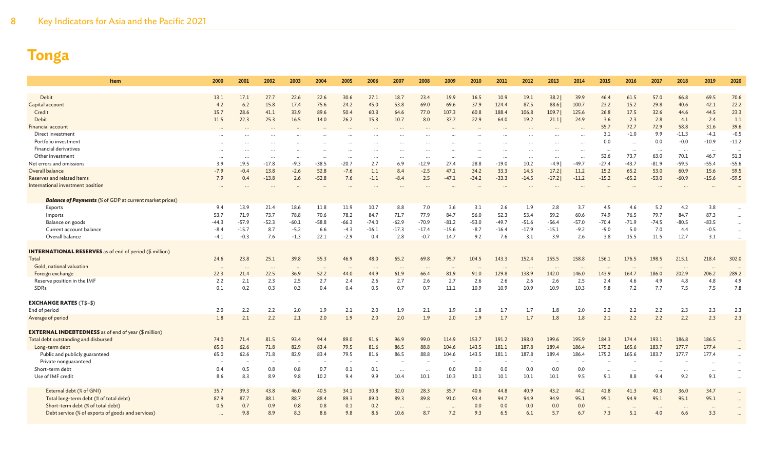# Tonga

| Item | 2000 | 2001 | 2002 | 2003 | 2004 | 2005 | 2006 | 2007 | 2008 | 2009 | 2010 | 2011 | 2012 | 2013 | 2014 | 2015 | 2016 | 2017 | 2018 | 2019 | 2020 |
|---|---|---|---|---|---|---|---|---|---|---|---|---|---|---|---|---|---|---|---|---|---|
| Debit | 13.1 | 17.1 | 27.7 | 22.6 | 22.6 | 30.6 | 27.1 | 18.7 | 23.4 | 19.9 | 16.5 | 10.9 | 19.1 | 38.2 | 39.9 | 46.4 | 61.5 | 57.0 | 66.8 | 69.5 | 70.6 |
| Capital account | 4.2 | 6.2 | 15.8 | 17.4 | 75.6 | 24.2 | 45.0 | 53.8 | 69.0 | 69.6 | 37.9 | 124.4 | 87.5 | 88.6 | 100.7 | 23.2 | 15.2 | 29.8 | 40.6 | 42.1 | 22.2 |
| Credit | 15.7 | 28.6 | 41.1 | 33.9 | 89.6 | 50.4 | 60.3 | 64.6 | 77.0 | 107.3 | 60.8 | 188.4 | 106.8 | 109.7 | 125.6 | 26.8 | 17.5 | 32.6 | 44.6 | 44.5 | 23.3 |
| Debit | 11.5 | 22.3 | 25.3 | 16.5 | 14.0 | 26.2 | 15.3 | 10.7 | 8.0 | 37.7 | 22.9 | 64.0 | 19.2 | 21.1 | 24.9 | 3.6 | 2.3 | 2.8 | 4.1 | 2.4 | 1.1 |
| Financial account | ... | ... | ... | ... | ... | ... | ... | ... | ... | ... | ... | ... | ... | ... | ... | 55.7 | 72.7 | 72.9 | 58.8 | 31.6 | 39.6 |
| Direct investment | ... | ... | ... | ... | ... | ... | ... | ... | ... | ... | ... | ... | ... | ... | ... | 3.1 | -1.0 | 9.9 | -11.3 | -4.1 | -0.5 |
| Portfolio investment | ... | ... | ... | ... | ... | ... | ... | ... | ... | ... | ... | ... | ... | ... | ... | 0.0 | ... | 0.0 | -0.0 | -10.9 | -11.2 |
| Financial derivatives | ... | ... | ... | ... | ... | ... | ... | ... | ... | ... | ... | ... | ... | ... | ... | ... | ... | ... | ... | ... | ... |
| Other investment | ... | ... | ... | ... | ... | ... | ... | ... | ... | ... | ... | ... | ... | ... | ... | 52.6 | 73.7 | 63.0 | 70.1 | 46.7 | 51.3 |
| Net errors and omissions | 3.9 | 19.5 | -17.8 | -9.3 | -38.5 | -20.7 | 2.7 | 6.9 | -12.9 | 27.4 | 28.8 | -19.0 | 10.2 | -4.9 | -49.7 | -27.4 | -43.7 | -81.9 | -59.5 | -55.4 | -55.6 |
| Overall balance | -7.9 | -0.4 | 13.8 | -2.6 | 52.8 | -7.6 | 1.1 | 8.4 | -2.5 | 47.1 | 34.2 | 33.3 | 14.5 | 17.2 | 11.2 | 15.2 | 65.2 | 53.0 | 60.9 | 15.6 | 59.5 |
| Reserves and related items | 7.9 | 0.4 | -13.8 | 2.6 | -52.8 | 7.6 | -1.1 | -8.4 | 2.5 | -47.1 | -34.2 | -33.3 | -14.5 | -17.2 | -11.2 | -15.2 | -65.2 | -53.0 | -60.9 | -15.6 | -59.5 |
| International investment position | ... | ... | ... | ... | ... | ... | ... | ... | ... | ... | ... | ... | ... | ... | ... | ... | ... | ... | ... | ... | ... |
| ***Balance of Payments*** (% of GDP at current market prices) | | | | | | | | | | | | | | | | | | | | | |
| Exports | 9.4 | 13.9 | 21.4 | 18.6 | 11.8 | 11.9 | 10.7 | 8.8 | 7.0 | 3.6 | 3.1 | 2.6 | 1.9 | 2.8 | 3.7 | 4.5 | 4.6 | 5.2 | 4.2 | 3.8 | ... |
| Imports | 53.7 | 71.9 | 73.7 | 78.8 | 70.6 | 78.2 | 84.7 | 71.7 | 77.9 | 84.7 | 56.0 | 52.3 | 53.4 | 59.2 | 60.6 | 74.9 | 76.5 | 79.7 | 84.7 | 87.3 | ... |
| Balance on goods | -44.3 | -57.9 | -52.3 | -60.1 | -58.8 | -66.3 | -74.0 | -62.9 | -70.9 | -81.2 | -53.0 | -49.7 | -51.6 | -56.4 | -57.0 | -70.4 | -71.9 | -74.5 | -80.5 | -83.5 | ... |
| Current account balance | -8.4 | -15.7 | 8.7 | -5.2 | 6.6 | -4.3 | -16.1 | -17.3 | -17.4 | -15.6 | -8.7 | -16.4 | -17.9 | -15.1 | -9.2 | -9.0 | 5.0 | 7.0 | 4.4 | -0.5 | ... |
| Overall balance | -4.1 | -0.3 | 7.6 | -1.3 | 22.1 | -2.9 | 0.4 | 2.8 | -0.7 | 14.7 | 9.2 | 7.6 | 3.1 | 3.9 | 2.6 | 3.8 | 15.5 | 11.5 | 12.7 | 3.1 | ... |
| **INTERNATIONAL RESERVES** as of end of period ($ million) | | | | | | | | | | | | | | | | | | | | | |
| Total | 24.6 | 23.8 | 25.1 | 39.8 | 55.3 | 46.9 | 48.0 | 65.2 | 69.8 | 95.7 | 104.5 | 143.3 | 152.4 | 155.5 | 158.8 | 156.1 | 176.5 | 198.5 | 215.1 | 218.4 | 302.0 |
| Gold, national valuation | ... | ... | ... | ... | ... | ... | ... | ... | ... | ... | ... | ... | ... | ... | ... | ... | ... | ... | ... | ... | ... |
| Foreign exchange | 22.3 | 21.4 | 22.5 | 36.9 | 52.2 | 44.0 | 44.9 | 61.9 | 66.4 | 81.9 | 91.0 | 129.8 | 138.9 | 142.0 | 146.0 | 143.9 | 164.7 | 186.0 | 202.9 | 206.2 | 289.2 |
| Reserve position in the IMF | 2.2 | 2.1 | 2.3 | 2.5 | 2.7 | 2.4 | 2.6 | 2.7 | 2.6 | 2.7 | 2.6 | 2.6 | 2.6 | 2.6 | 2.5 | 2.4 | 4.6 | 4.9 | 4.8 | 4.8 | 4.9 |
| SDRs | 0.1 | 0.2 | 0.3 | 0.3 | 0.4 | 0.4 | 0.5 | 0.7 | 0.7 | 11.1 | 10.9 | 10.9 | 10.9 | 10.9 | 10.3 | 9.8 | 7.2 | 7.7 | 7.5 | 7.5 | 7.8 |
| **EXCHANGE RATES** (T$–$) | | | | | | | | | | | | | | | | | | | | | |
| End of period | 2.0 | 2.2 | 2.2 | 2.0 | 1.9 | 2.1 | 2.0 | 1.9 | 2.1 | 1.9 | 1.8 | 1.7 | 1.7 | 1.8 | 2.0 | 2.2 | 2.2 | 2.2 | 2.3 | 2.3 | 2.3 |
| Average of period | 1.8 | 2.1 | 2.2 | 2.1 | 2.0 | 1.9 | 2.0 | 2.0 | 1.9 | 2.0 | 1.9 | 1.7 | 1.7 | 1.8 | 1.8 | 2.1 | 2.2 | 2.2 | 2.2 | 2.3 | 2.3 |
| **EXTERNAL INDEBTEDNESS** as of end of year ($ million) | | | | | | | | | | | | | | | | | | | | | |
| Total debt outstanding and disbursed | 74.0 | 71.4 | 81.5 | 93.4 | 94.4 | 89.0 | 91.6 | 96.9 | 99.0 | 114.9 | 153.7 | 191.2 | 198.0 | 199.6 | 195.9 | 184.3 | 174.4 | 193.1 | 186.8 | 186.5 | ... |
| Long-term debt | 65.0 | 62.6 | 71.8 | 82.9 | 83.4 | 79.5 | 81.6 | 86.5 | 88.8 | 104.6 | 143.5 | 181.1 | 187.8 | 189.4 | 186.4 | 175.2 | 165.6 | 183.7 | 177.7 | 177.4 | ... |
| Public and publicly guaranteed | 65.0 | 62.6 | 71.8 | 82.9 | 83.4 | 79.5 | 81.6 | 86.5 | 88.8 | 104.6 | 143.5 | 181.1 | 187.8 | 189.4 | 186.4 | 175.2 | 165.6 | 183.7 | 177.7 | 177.4 | ... |
| Private nonguaranteed | – | – | – | – | – | – | – | – | – | – | – | – | – | – | – | – | – | – | – | ... | ... |
| Short-term debt | 0.4 | 0.5 | 0.8 | 0.8 | 0.7 | 0.1 | 0.1 | ... | ... | 0.0 | 0.0 | 0.0 | 0.0 | 0.0 | 0.0 | ... | ... | ... | ... | ... | ... |
| Use of IMF credit | 8.6 | 8.3 | 8.9 | 9.8 | 10.2 | 9.4 | 9.9 | 10.4 | 10.1 | 10.3 | 10.1 | 10.1 | 10.1 | 10.1 | 9.5 | 9.1 | 8.8 | 9.4 | 9.2 | 9.1 | ... |
| External debt (% of GNI) | 35.7 | 39.3 | 43.8 | 46.0 | 40.5 | 34.1 | 30.8 | 32.0 | 28.3 | 35.7 | 40.6 | 44.8 | 40.9 | 43.2 | 44.2 | 41.8 | 41.3 | 40.3 | 36.0 | 34.7 | ... |
| Total long-term debt (% of total debt) | 87.9 | 87.7 | 88.1 | 88.7 | 88.4 | 89.3 | 89.0 | 89.3 | 89.8 | 91.0 | 93.4 | 94.7 | 94.9 | 94.9 | 95.1 | 95.1 | 94.9 | 95.1 | 95.1 | 95.1 | ... |
| Short-term debt (% of total debt) | 0.5 | 0.7 | 0.9 | 0.8 | 0.8 | 0.1 | 0.2 | ... | ... | ... | 0.0 | 0.0 | 0.0 | 0.0 | 0.0 | ... | ... | ... | ... | ... | ... |
| Debt service (% of exports of goods and services) | ... | 9.8 | 8.9 | 8.3 | 8.6 | 9.8 | 8.6 | 10.6 | 8.7 | 7.2 | 9.3 | 6.5 | 6.1 | 5.7 | 6.7 | 7.3 | 5.1 | 4.0 | 6.6 | 3.3 | ... |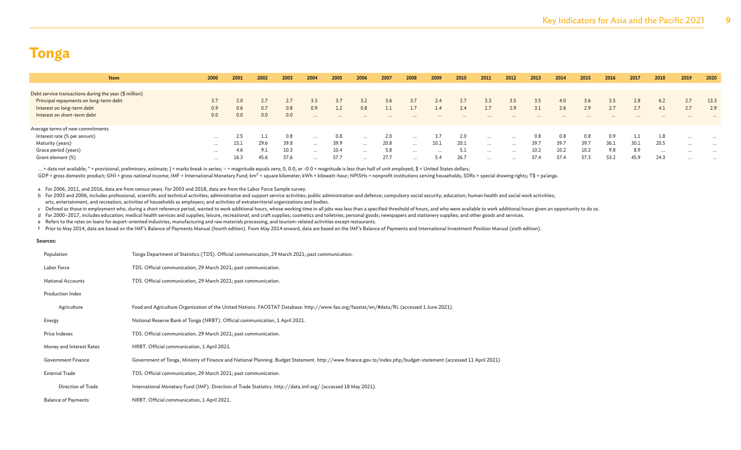# Tonga

| Item | 2000 | 2001 | 2002 | 2003 | 2004 | 2005 | 2006 | 2007 | 2008 | 2009 | 2010 | 2011 | 2012 | 2013 | 2014 | 2015 | 2016 | 2017 | 2018 | 2019 | 2020 |
|---|---|---|---|---|---|---|---|---|---|---|---|---|---|---|---|---|---|---|---|---|---|
| Debt service transactions during the year ($ million) | | | | | | | | | | | | | | | | | | | | | |
| Principal repayments on long-term debt | 3.7 | 2.0 | 2.7 | 2.7 | 3.3 | 3.7 | 3.2 | 3.6 | 3.7 | 2.4 | 2.7 | 3.3 | 3.5 | 3.5 | 4.0 | 3.6 | 3.5 | 2.8 | 6.2 | 2.7 | 13.3 |
| Interest on long-term debt | 0.9 | 0.6 | 0.7 | 0.8 | 0.9 | 1.2 | 0.8 | 1.1 | 1.7 | 1.4 | 2.4 | 2.7 | 2.9 | 3.1 | 2.6 | 2.9 | 2.7 | 2.7 | 4.1 | 2.7 | 2.9 |
| Interest on short-term debt | 0.0 | 0.0 | 0.0 | 0.0 | … | … | … | … | … | … | … | … | … | … | … | … | … | … | … | … | … |
| Average terms of new commitments | | | | | | | | | | | | | | | | | | | | | |
| Interest rate (% per annum) | … | 2.5 | 1.1 | 0.8 | … | 0.8 | … | 2.0 | … | 3.7 | 2.0 | … | … | 0.8 | 0.8 | 0.8 | 0.9 | 1.1 | 1.8 | … | … |
| Maturity (years) | … | 15.1 | 29.6 | 39.8 | … | 39.9 | … | 20.8 | … | 10.1 | 20.1 | … | … | 39.7 | 39.7 | 39.7 | 36.1 | 30.1 | 20.5 | … | … |
| Grace period (years) | … | 4.6 | 9.1 | 10.3 | … | 10.4 | … | 5.8 | … | … | 5.1 | … | … | 10.2 | 10.2 | 10.2 | 9.8 | 8.9 | … | … | … |
| Grant element (%) | … | 16.3 | 45.6 | 57.6 | … | 57.7 | … | 27.7 | … | 5.4 | 26.7 | … | … | 57.4 | 57.4 | 57.3 | 53.2 | 45.9 | 24.3 | … | … |

… = data not available; * = provisional, preliminary, estimate; | = marks break in series; – = magnitude equals zero; 0, 0.0, or -0.0 = magnitude is less than half of unit employed; $ = United States dollars;
GDP = gross domestic product; GNI = gross national income; IMF = International Monetary Fund; $km^2$ = square kilometer; kWh = kilowatt-hour; NPISHs = nonprofit institutions serving households; SDRs = special drawing rights; T$ = pa'anga.

a For 2006, 2011, and 2016, data are from census years. For 2003 and 2018, data are from the Labor Force Sample survey.
b For 2003 and 2006, includes professional, scientific and technical activities; administrative and support service activities; public administration and defence; compulsory social security; education; human health and social work activitiies; arts, entertainment, and recreation; activities of households as employers; and activities of extraterritorial organizations and bodies.
c Defined as those in employment who, during a short reference period, wanted to work additional hours, whose working time in all jobs was less than a specified threshold of hours, and who were available to work additional hours given an opportunity to do so.
d For 2000–2017, includes education; medical health services and supplies; leisure, recreational, and craft supplies; cosmetics and toiletries; personal goods; newspapers and stationery supplies; and other goods and services.
e Refers to the rates on loans for export-oriented industries, manufacturing and raw materials processing, and tourism-related activities except restaurants.
f Prior to May 2014, data are based on the IMF's Balance of Payments Manual (fourth edition). From May 2014 onward, data are based on the IMF's Balance of Payments and International Investment Position Manual (sixth edition).

**Sources:**

| | |
|---|---|
| Population | Tonga Department of Statistics (TDS). Official communication, 29 March 2021; past communication. |
| Labor Force | TDS. Official communication, 29 March 2021; past communication. |
| National Accounts | TDS. Official communication, 29 March 2021; past communication. |
| Production Index | |
| Agriculture | Food and Agriculture Organization of the United Nations. FAOSTAT Database. http://www.fao.org/faostat/en/#data/RL (accessed 1 June 2021). |
| Energy | National Reserve Bank of Tonga (NRBT). Official communication, 1 April 2021. |
| Price Indexes | TDS. Official communication, 29 March 2021; past communication. |
| Money and Interest Rates | NRBT. Official communication, 1 April 2021. |
| Government Finance | Government of Tonga, Ministry of Finance and National Planning. Budget Statement. http://www.finance.gov.to/index.php/budget-statement (accessed 11 April 2021) |
| External Trade | TDS. Official communication, 29 March 2021; past communication. |
| Direction of Trade | International Monetary Fund (IMF). Direction of Trade Statistics. http://data.imf.org/ (accessed 18 May 2021). |
| Balance of Payments | NRBT. Official communication, 1 April 2021. |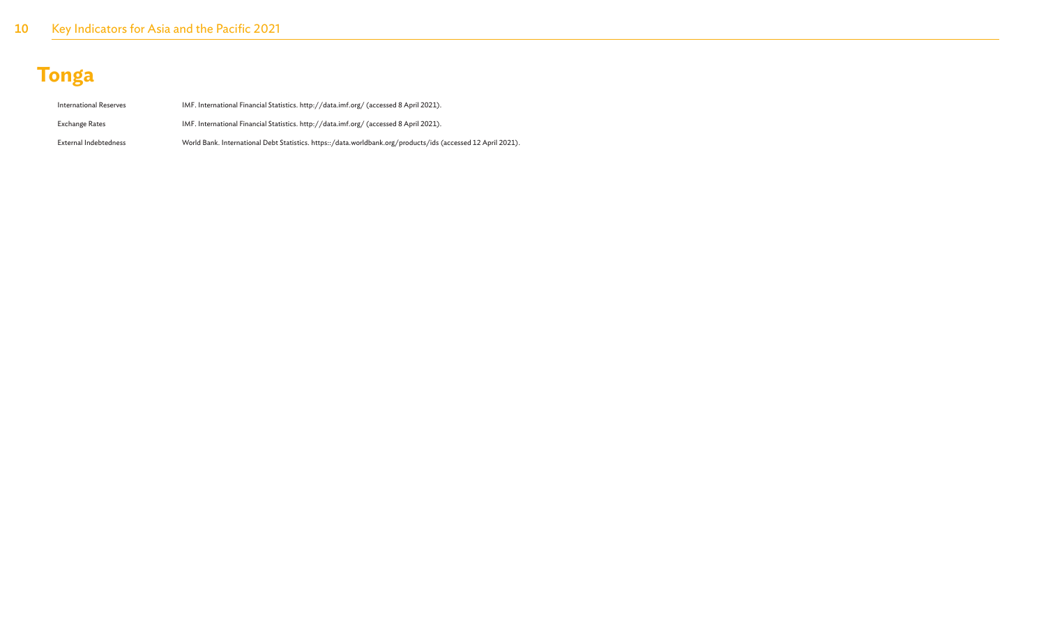# Tonga

| | |
|---|---|
| International Reserves | IMF. International Financial Statistics. http://data.imf.org/ (accessed 8 April 2021). |
| Exchange Rates | IMF. International Financial Statistics. http://data.imf.org/ (accessed 8 April 2021). |
| External Indebtedness | World Bank. International Debt Statistics. https::/data.worldbank.org/products/ids (accessed 12 April 2021). |